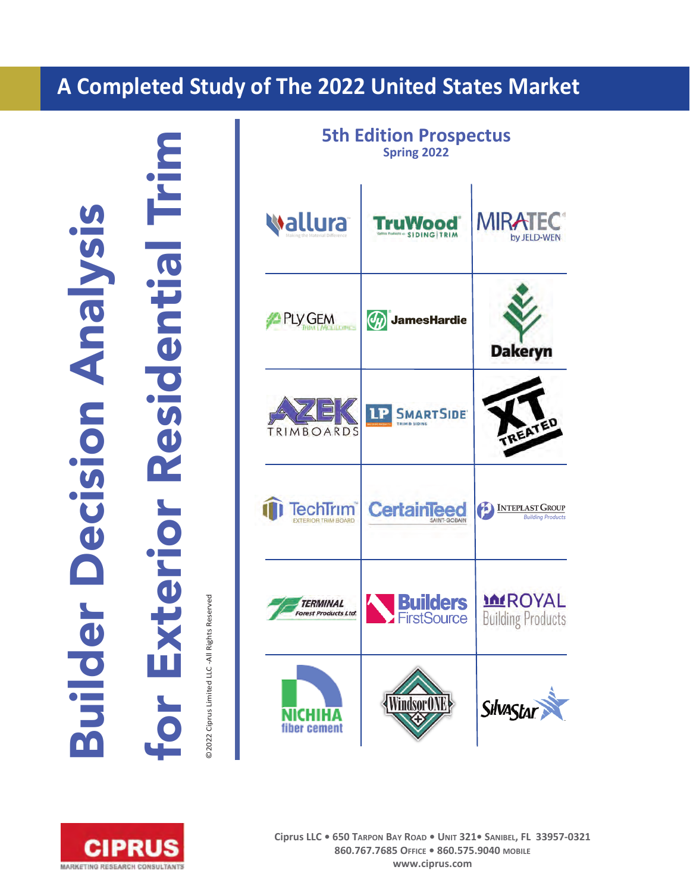# A Completed Study of The 2022 United States Market

# Builder Decision Analysis for Exterior Residential Trim

## 5th Edition Prospectus

**Spring 2022**

©2022 Ciprus Limited LLC -All Rights Reserved

Ciprus LLC • 650 Tarpon Bay Road • Unit 321• Sanibel, FL 33957-0321
860.767.7685 Office • 860.575.9040 mobile
www.ciprus.com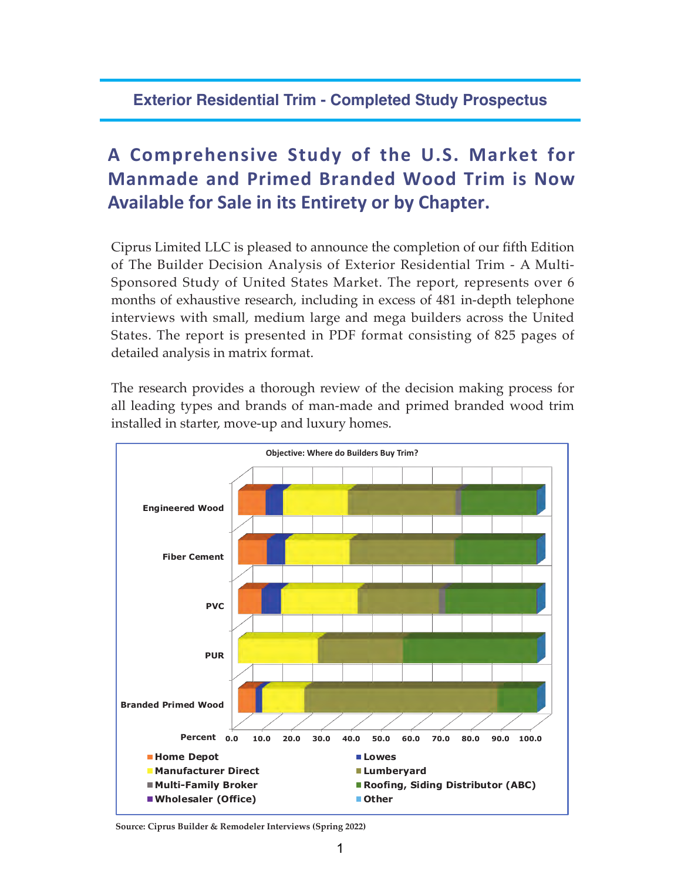## Exterior Residential Trim - Completed Study Prospectus

# A Comprehensive Study of the U.S. Market for Manmade and Primed Branded Wood Trim is Now Available for Sale in its Entirety or by Chapter.

Ciprus Limited LLC is pleased to announce the completion of our fifth Edition of The Builder Decision Analysis of Exterior Residential Trim - A Multi-Sponsored Study of United States Market. The report, represents over 6 months of exhaustive research, including in excess of 481 in-depth telephone interviews with small, medium large and mega builders across the United States. The report is presented in PDF format consisting of 825 pages of detailed analysis in matrix format.

The research provides a thorough review of the decision making process for all leading types and brands of man-made and primed branded wood trim installed in starter, move-up and luxury homes.

**Objective: Where do Builders Buy Trim?**

Categories: Engineered Wood, Fiber Cement, PVC, PUR, Branded Primed Wood

Percent: 0.0, 10.0, 20.0, 30.0, 40.0, 50.0, 60.0, 70.0, 80.0, 90.0, 100.0

Legend: Home Depot, Lowes, Manufacturer Direct, Lumberyard, Multi-Family Broker, Roofing, Siding Distributor (ABC), Wholesaler (Office), Other

Source: Ciprus Builder & Remodeler Interviews (Spring 2022)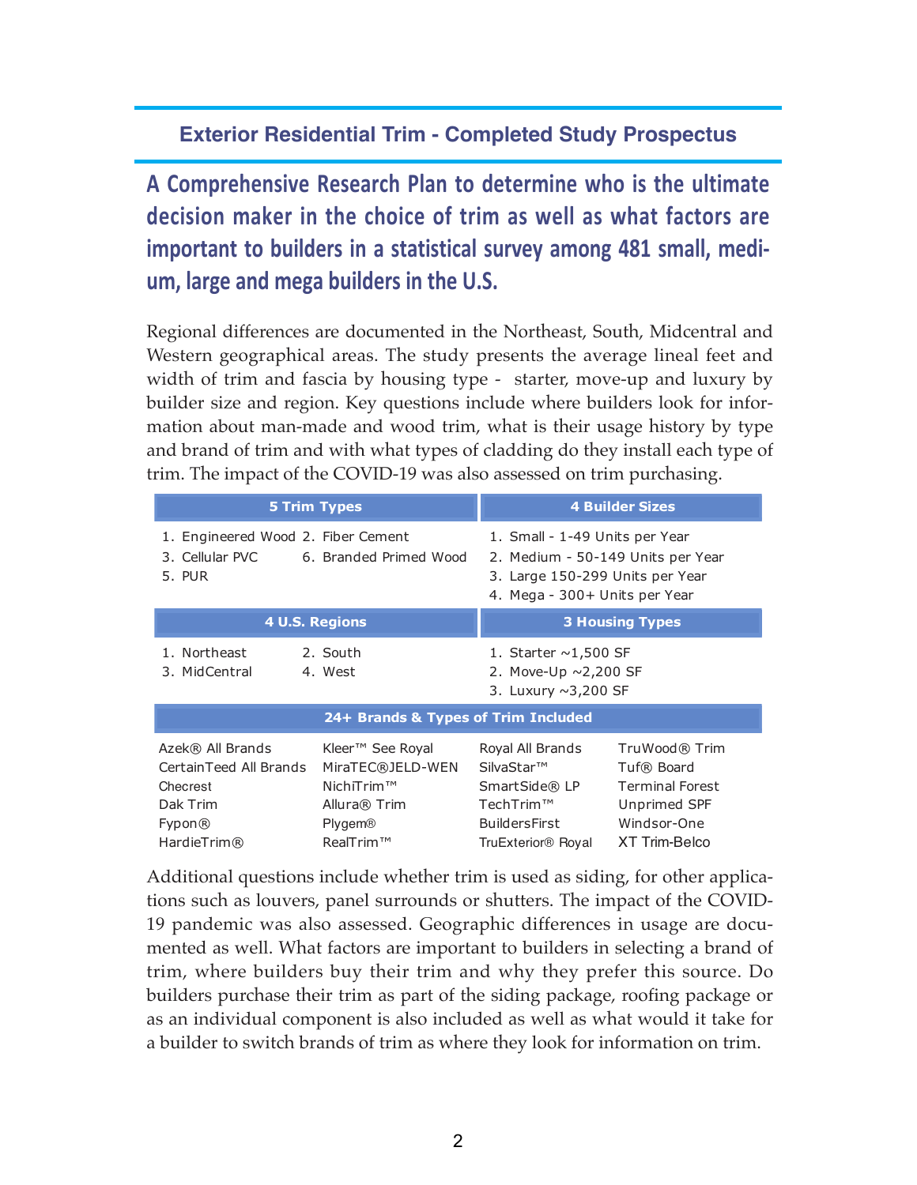## Exterior Residential Trim - Completed Study Prospectus

**A Comprehensive Research Plan to determine who is the ultimate decision maker in the choice of trim as well as what factors are important to builders in a statistical survey among 481 small, medium, large and mega builders in the U.S.**

Regional differences are documented in the Northeast, South, Midcentral and Western geographical areas. The study presents the average lineal feet and width of trim and fascia by housing type - starter, move-up and luxury by builder size and region. Key questions include where builders look for information about man-made and wood trim, what is their usage history by type and brand of trim and with what types of cladding do they install each type of trim. The impact of the COVID-19 was also assessed on trim purchasing.

| 5 Trim Types | | 4 Builder Sizes |
|---|---|---|
| 1. Engineered Wood | 2. Fiber Cement | 1. Small - 1-49 Units per Year |
| 3. Cellular PVC | 6. Branded Primed Wood | 2. Medium - 50-149 Units per Year |
| 5. PUR | | 3. Large 150-299 Units per Year |
| | | 4. Mega - 300+ Units per Year |

| 4 U.S. Regions | | 3 Housing Types |
|---|---|---|
| 1. Northeast | 2. South | 1. Starter ~1,500 SF |
| 3. MidCentral | 4. West | 2. Move-Up ~2,200 SF |
| | | 3. Luxury ~3,200 SF |

| 24+ Brands & Types of Trim Included | | | |
|---|---|---|---|
| Azek® All Brands | Kleer™ See Royal | Royal All Brands | TruWood® Trim |
| CertainTeed All Brands | MiraTEC®JELD-WEN | SilvaStar™ | Tuf® Board |
| Checrest | NichiTrim™ | SmartSide® LP | Terminal Forest |
| Dak Trim | Allura® Trim | TechTrim™ | Unprimed SPF |
| Fypon® | Plygem® | BuildersFirst | Windsor-One |
| HardieTrim® | RealTrim™ | TruExterior® Royal | XT Trim-Belco |

Additional questions include whether trim is used as siding, for other applications such as louvers, panel surrounds or shutters. The impact of the COVID-19 pandemic was also assessed. Geographic differences in usage are documented as well. What factors are important to builders in selecting a brand of trim, where builders buy their trim and why they prefer this source. Do builders purchase their trim as part of the siding package, roofing package or as an individual component is also included as well as what would it take for a builder to switch brands of trim as where they look for information on trim.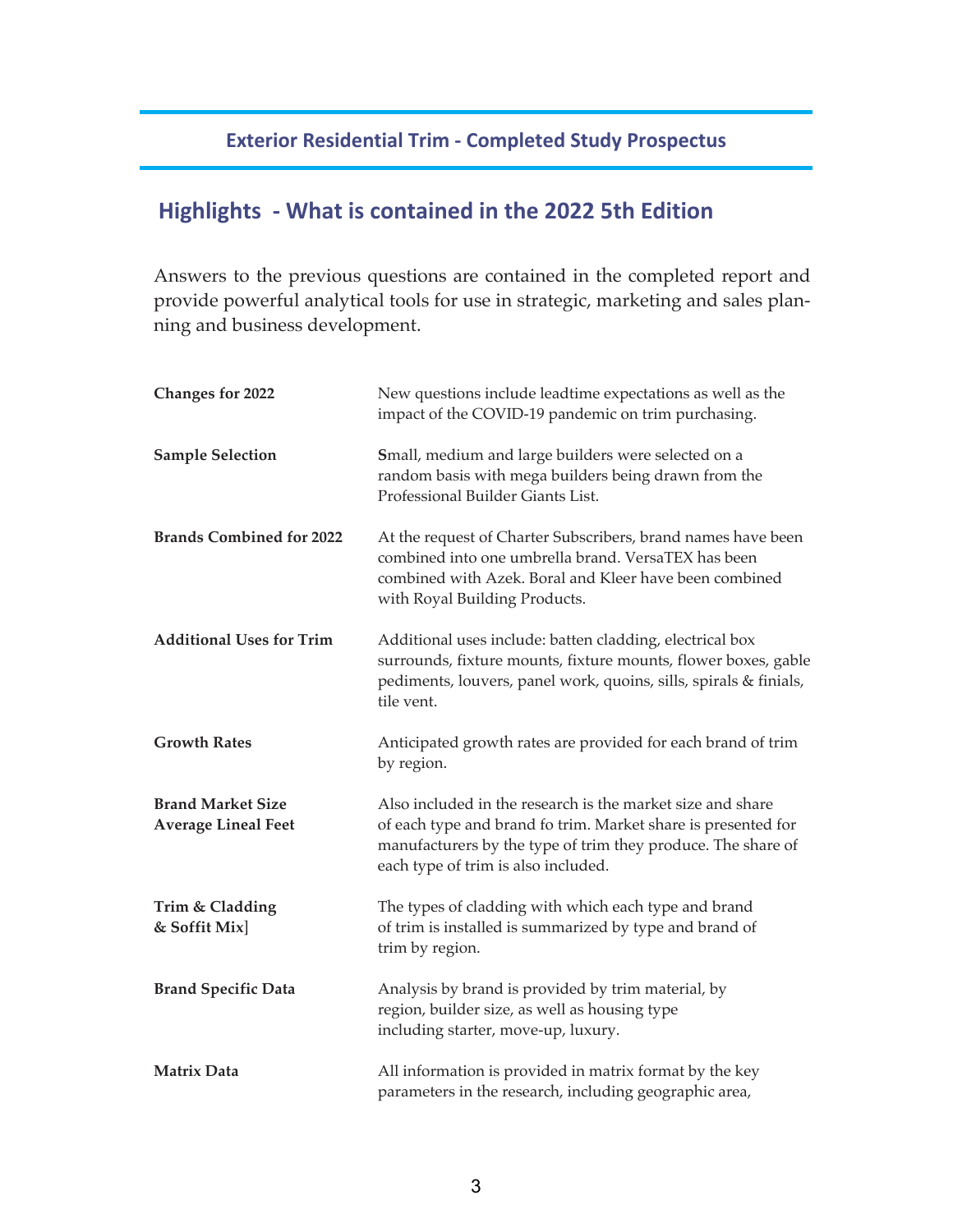## Exterior Residential Trim - Completed Study Prospectus

# Highlights - What is contained in the 2022 5th Edition

Answers to the previous questions are contained in the completed report and provide powerful analytical tools for use in strategic, marketing and sales planning and business development.

| | |
|---|---|
| **Changes for 2022** | New questions include leadtime expectations as well as the impact of the COVID-19 pandemic on trim purchasing. |
| **Sample Selection** | **S**mall, medium and large builders were selected on a random basis with mega builders being drawn from the Professional Builder Giants List. |
| **Brands Combined for 2022** | At the request of Charter Subscribers, brand names have been combined into one umbrella brand. VersaTEX has been combined with Azek. Boral and Kleer have been combined with Royal Building Products. |
| **Additional Uses for Trim** | Additional uses include: batten cladding, electrical box surrounds, fixture mounts, fixture mounts, flower boxes, gable pediments, louvers, panel work, quoins, sills, spirals & finials, tile vent. |
| **Growth Rates** | Anticipated growth rates are provided for each brand of trim by region. |
| **Brand Market Size Average Lineal Feet** | Also included in the research is the market size and share of each type and brand fo trim. Market share is presented for manufacturers by the type of trim they produce. The share of each type of trim is also included. |
| **Trim & Cladding & Soffit Mix]** | The types of cladding with which each type and brand of trim is installed is summarized by type and brand of trim by region. |
| **Brand Specific Data** | Analysis by brand is provided by trim material, by region, builder size, as well as housing type including starter, move-up, luxury. |
| **Matrix Data** | All information is provided in matrix format by the key parameters in the research, including geographic area, |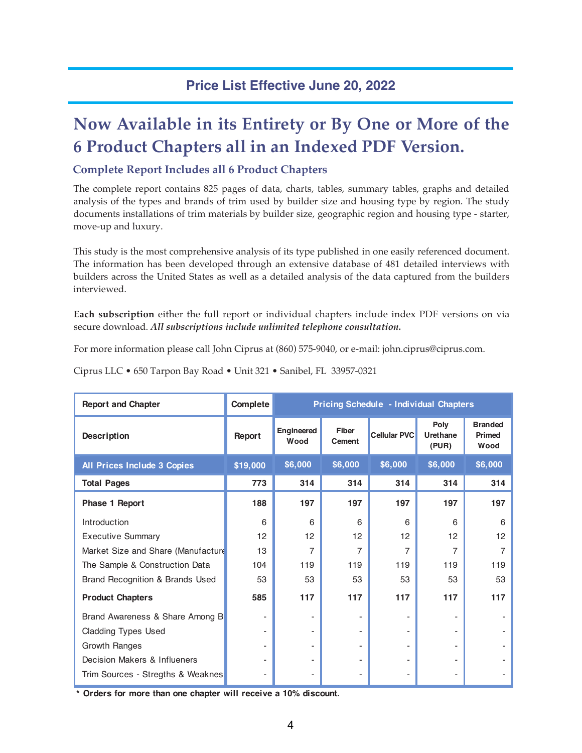## Price List Effective June 20, 2022

# Now Available in its Entirety or By One or More of the 6 Product Chapters all in an Indexed PDF Version.

### Complete Report Includes all 6 Product Chapters

The complete report contains 825 pages of data, charts, tables, summary tables, graphs and detailed analysis of the types and brands of trim used by builder size and housing type by region. The study documents installations of trim materials by builder size, geographic region and housing type - starter, move-up and luxury.

This study is the most comprehensive analysis of its type published in one easily referenced document. The information has been developed through an extensive database of 481 detailed interviews with builders across the United States as well as a detailed analysis of the data captured from the builders interviewed.

**Each subscription** either the full report or individual chapters include index PDF versions on via secure download. ***All subscriptions include unlimited telephone consultation.***

For more information please call John Ciprus at (860) 575-9040, or e-mail: john.ciprus@ciprus.com.

Ciprus LLC • 650 Tarpon Bay Road • Unit 321 • Sanibel, FL 33957-0321

| Report and Chapter | Complete | Pricing Schedule - Individual Chapters | | | | |
|---|---|---|---|---|---|---|
| **Description** | **Report** | **Engineered Wood** | **Fiber Cement** | **Cellular PVC** | **Poly Urethane (PUR)** | **Branded Primed Wood** |
| **All Prices Include 3 Copies** | **$19,000** | **$6,000** | **$6,000** | **$6,000** | **$6,000** | **$6,000** |
| **Total Pages** | **773** | **314** | **314** | **314** | **314** | **314** |
| **Phase 1 Report** | **188** | **197** | **197** | **197** | **197** | **197** |
| Introduction | 6 | 6 | 6 | 6 | 6 | 6 |
| Executive Summary | 12 | 12 | 12 | 12 | 12 | 12 |
| Market Size and Share (Manufacture | 13 | 7 | 7 | 7 | 7 | 7 |
| The Sample & Construction Data | 104 | 119 | 119 | 119 | 119 | 119 |
| Brand Recognition & Brands Used | 53 | 53 | 53 | 53 | 53 | 53 |
| **Product Chapters** | **585** | **117** | **117** | **117** | **117** | **117** |
| Brand Awareness & Share Among B | - | - | - | - | - | - |
| Cladding Types Used | - | - | - | - | - | - |
| Growth Ranges | - | - | - | - | - | - |
| Decision Makers & Influeners | - | - | - | - | - | - |
| Trim Sources - Stregths & Weaknes | - | - | - | - | - | - |

**\* Orders for more than one chapter will receive a 10% discount.**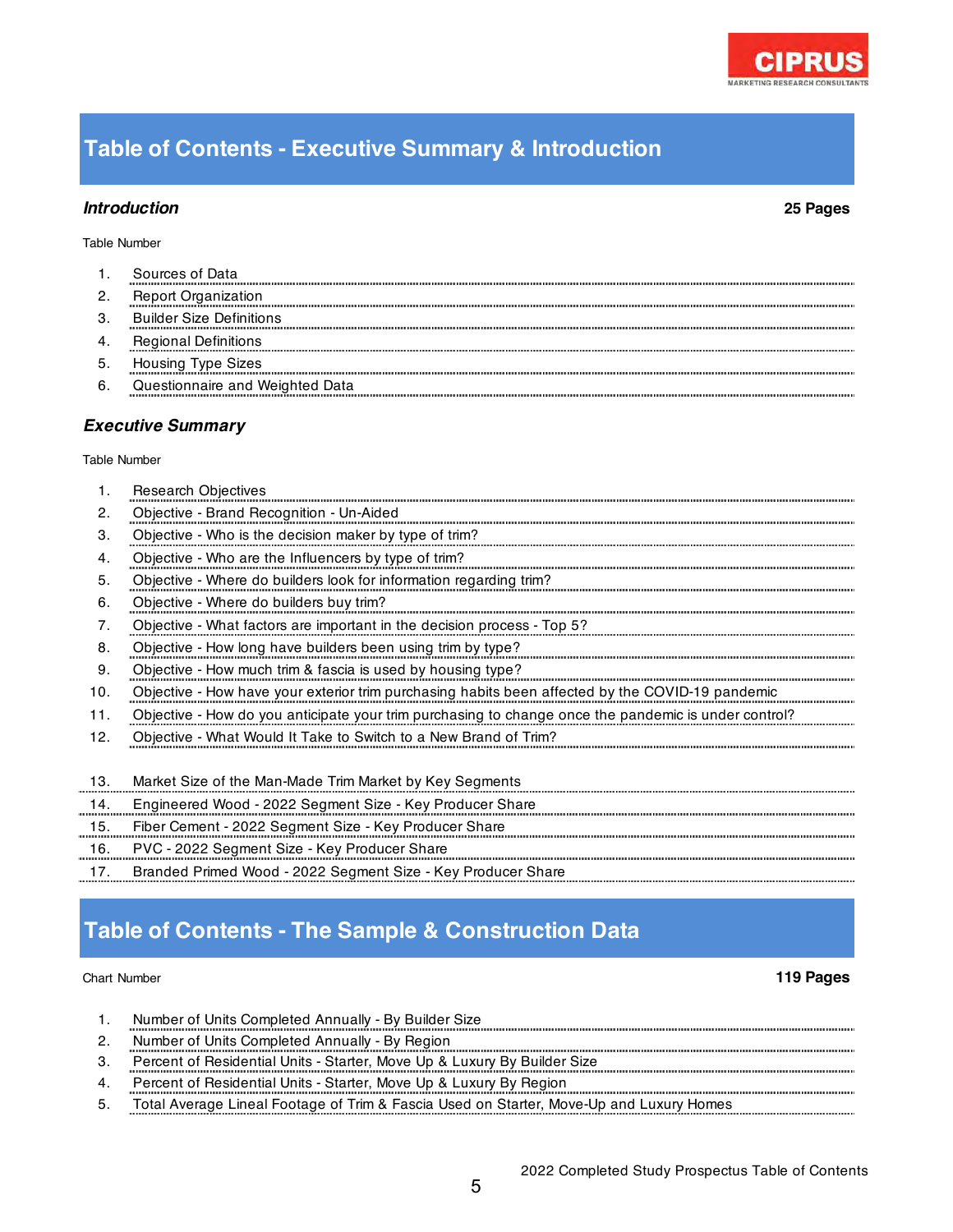## Table of Contents - Executive Summary & Introduction

### *Introduction*

**25 Pages**

Table Number

1. Sources of Data
2. Report Organization
3. Builder Size Definitions
4. Regional Definitions
5. Housing Type Sizes
6. Questionnaire and Weighted Data

### *Executive Summary*

Table Number

1. Research Objectives
2. Objective - Brand Recognition - Un-Aided
3. Objective - Who is the decision maker by type of trim?
4. Objective - Who are the Influencers by type of trim?
5. Objective - Where do builders look for information regarding trim?
6. Objective - Where do builders buy trim?
7. Objective - What factors are important in the decision process - Top 5?
8. Objective - How long have builders been using trim by type?
9. Objective - How much trim & fascia is used by housing type?
10. Objective - How have your exterior trim purchasing habits been affected by the COVID-19 pandemic
11. Objective - How do you anticipate your trim purchasing to change once the pandemic is under control?
12. Objective - What Would It Take to Switch to a New Brand of Trim?

13. Market Size of the Man-Made Trim Market by Key Segments
14. Engineered Wood - 2022 Segment Size - Key Producer Share
15. Fiber Cement - 2022 Segment Size - Key Producer Share
16. PVC - 2022 Segment Size - Key Producer Share
17. Branded Primed Wood - 2022 Segment Size - Key Producer Share

## Table of Contents - The Sample & Construction Data

Chart Number

**119 Pages**

1. Number of Units Completed Annually - By Builder Size
2. Number of Units Completed Annually - By Region
3. Percent of Residential Units - Starter, Move Up & Luxury By Builder Size
4. Percent of Residential Units - Starter, Move Up & Luxury By Region
5. Total Average Lineal Footage of Trim & Fascia Used on Starter, Move-Up and Luxury Homes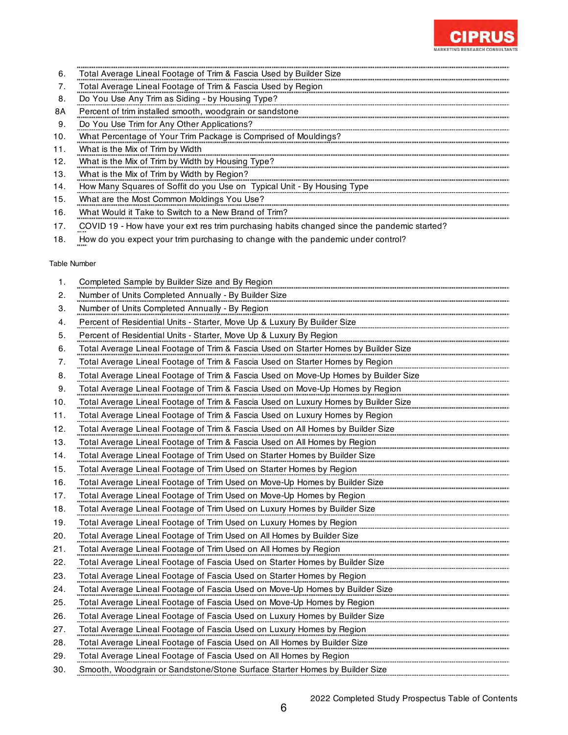6. Total Average Lineal Footage of Trim & Fascia Used by Builder Size
7. Total Average Lineal Footage of Trim & Fascia Used by Region
8. Do You Use Any Trim as Siding - by Housing Type?

8A Percent of trim installed smooth, woodgrain or sandstone

9. Do You Use Trim for Any Other Applications?
10. What Percentage of Your Trim Package is Comprised of Mouldings?
11. What is the Mix of Trim by Width
12. What is the Mix of Trim by Width by Housing Type?
13. What is the Mix of Trim by Width by Region?
14. How Many Squares of Soffit do you Use on Typical Unit - By Housing Type
15. What are the Most Common Moldings You Use?
16. What Would it Take to Switch to a New Brand of Trim?
17. COVID 19 - How have your ext res trim purchasing habits changed since the pandemic started?
18. How do you expect your trim purchasing to change with the pandemic under control?

Table Number

1. Completed Sample by Builder Size and By Region
2. Number of Units Completed Annually - By Builder Size
3. Number of Units Completed Annually - By Region
4. Percent of Residential Units - Starter, Move Up & Luxury By Builder Size
5. Percent of Residential Units - Starter, Move Up & Luxury By Region
6. Total Average Lineal Footage of Trim & Fascia Used on Starter Homes by Builder Size
7. Total Average Lineal Footage of Trim & Fascia Used on Starter Homes by Region
8. Total Average Lineal Footage of Trim & Fascia Used on Move-Up Homes by Builder Size
9. Total Average Lineal Footage of Trim & Fascia Used on Move-Up Homes by Region
10. Total Average Lineal Footage of Trim & Fascia Used on Luxury Homes by Builder Size
11. Total Average Lineal Footage of Trim & Fascia Used on Luxury Homes by Region
12. Total Average Lineal Footage of Trim & Fascia Used on All Homes by Builder Size
13. Total Average Lineal Footage of Trim & Fascia Used on All Homes by Region
14. Total Average Lineal Footage of Trim Used on Starter Homes by Builder Size
15. Total Average Lineal Footage of Trim Used on Starter Homes by Region
16. Total Average Lineal Footage of Trim Used on Move-Up Homes by Builder Size
17. Total Average Lineal Footage of Trim Used on Move-Up Homes by Region
18. Total Average Lineal Footage of Trim Used on Luxury Homes by Builder Size
19. Total Average Lineal Footage of Trim Used on Luxury Homes by Region
20. Total Average Lineal Footage of Trim Used on All Homes by Builder Size
21. Total Average Lineal Footage of Trim Used on All Homes by Region
22. Total Average Lineal Footage of Fascia Used on Starter Homes by Builder Size
23. Total Average Lineal Footage of Fascia Used on Starter Homes by Region
24. Total Average Lineal Footage of Fascia Used on Move-Up Homes by Builder Size
25. Total Average Lineal Footage of Fascia Used on Move-Up Homes by Region
26. Total Average Lineal Footage of Fascia Used on Luxury Homes by Builder Size
27. Total Average Lineal Footage of Fascia Used on Luxury Homes by Region
28. Total Average Lineal Footage of Fascia Used on All Homes by Builder Size
29. Total Average Lineal Footage of Fascia Used on All Homes by Region
30. Smooth, Woodgrain or Sandstone/Stone Surface Starter Homes by Builder Size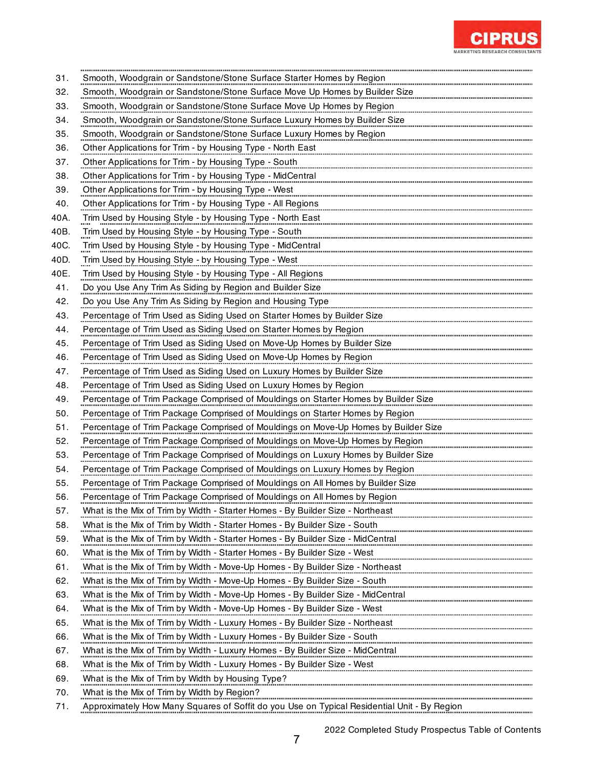31. Smooth, Woodgrain or Sandstone/Stone Surface Starter Homes by Region
32. Smooth, Woodgrain or Sandstone/Stone Surface Move Up Homes by Builder Size
33. Smooth, Woodgrain or Sandstone/Stone Surface Move Up Homes by Region
34. Smooth, Woodgrain or Sandstone/Stone Surface Luxury Homes by Builder Size
35. Smooth, Woodgrain or Sandstone/Stone Surface Luxury Homes by Region
36. Other Applications for Trim - by Housing Type - North East
37. Other Applications for Trim - by Housing Type - South
38. Other Applications for Trim - by Housing Type - MidCentral
39. Other Applications for Trim - by Housing Type - West
40. Other Applications for Trim - by Housing Type - All Regions

40A. Trim Used by Housing Style - by Housing Type - North East
40B. Trim Used by Housing Style - by Housing Type - South
40C. Trim Used by Housing Style - by Housing Type - MidCentral
40D. Trim Used by Housing Style - by Housing Type - West
40E. Trim Used by Housing Style - by Housing Type - All Regions

41. Do you Use Any Trim As Siding by Region and Builder Size
42. Do you Use Any Trim As Siding by Region and Housing Type
43. Percentage of Trim Used as Siding Used on Starter Homes by Builder Size
44. Percentage of Trim Used as Siding Used on Starter Homes by Region
45. Percentage of Trim Used as Siding Used on Move-Up Homes by Builder Size
46. Percentage of Trim Used as Siding Used on Move-Up Homes by Region
47. Percentage of Trim Used as Siding Used on Luxury Homes by Builder Size
48. Percentage of Trim Used as Siding Used on Luxury Homes by Region
49. Percentage of Trim Package Comprised of Mouldings on Starter Homes by Builder Size
50. Percentage of Trim Package Comprised of Mouldings on Starter Homes by Region
51. Percentage of Trim Package Comprised of Mouldings on Move-Up Homes by Builder Size
52. Percentage of Trim Package Comprised of Mouldings on Move-Up Homes by Region
53. Percentage of Trim Package Comprised of Mouldings on Luxury Homes by Builder Size
54. Percentage of Trim Package Comprised of Mouldings on Luxury Homes by Region
55. Percentage of Trim Package Comprised of Mouldings on All Homes by Builder Size
56. Percentage of Trim Package Comprised of Mouldings on All Homes by Region
57. What is the Mix of Trim by Width - Starter Homes - By Builder Size - Northeast
58. What is the Mix of Trim by Width - Starter Homes - By Builder Size - South
59. What is the Mix of Trim by Width - Starter Homes - By Builder Size - MidCentral
60. What is the Mix of Trim by Width - Starter Homes - By Builder Size - West
61. What is the Mix of Trim by Width - Move-Up Homes - By Builder Size - Northeast
62. What is the Mix of Trim by Width - Move-Up Homes - By Builder Size - South
63. What is the Mix of Trim by Width - Move-Up Homes - By Builder Size - MidCentral
64. What is the Mix of Trim by Width - Move-Up Homes - By Builder Size - West
65. What is the Mix of Trim by Width - Luxury Homes - By Builder Size - Northeast
66. What is the Mix of Trim by Width - Luxury Homes - By Builder Size - South
67. What is the Mix of Trim by Width - Luxury Homes - By Builder Size - MidCentral
68. What is the Mix of Trim by Width - Luxury Homes - By Builder Size - West
69. What is the Mix of Trim by Width by Housing Type?
70. What is the Mix of Trim by Width by Region?
71. Approximately How Many Squares of Soffit do you Use on Typical Residential Unit - By Region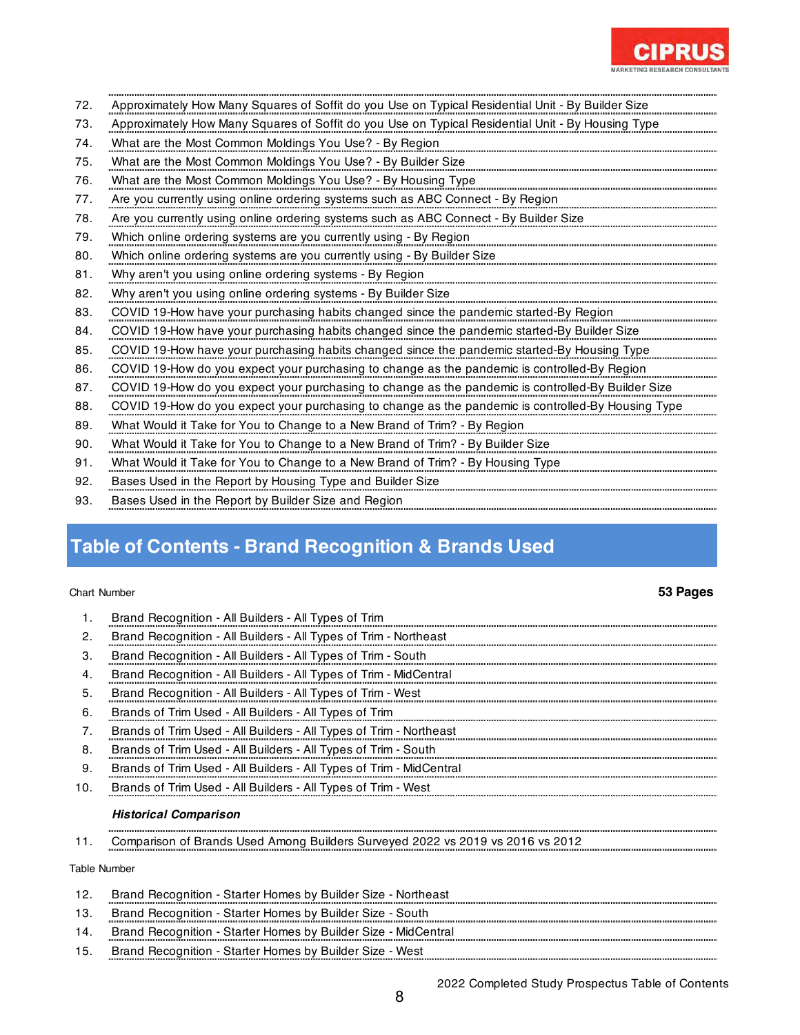72. Approximately How Many Squares of Soffit do you Use on Typical Residential Unit - By Builder Size
73. Approximately How Many Squares of Soffit do you Use on Typical Residential Unit - By Housing Type
74. What are the Most Common Moldings You Use? - By Region
75. What are the Most Common Moldings You Use? - By Builder Size
76. What are the Most Common Moldings You Use? - By Housing Type
77. Are you currently using online ordering systems such as ABC Connect - By Region
78. Are you currently using online ordering systems such as ABC Connect - By Builder Size
79. Which online ordering systems are you currently using - By Region
80. Which online ordering systems are you currently using - By Builder Size
81. Why aren't you using online ordering systems - By Region
82. Why aren't you using online ordering systems - By Builder Size
83. COVID 19-How have your purchasing habits changed since the pandemic started-By Region
84. COVID 19-How have your purchasing habits changed since the pandemic started-By Builder Size
85. COVID 19-How have your purchasing habits changed since the pandemic started-By Housing Type
86. COVID 19-How do you expect your purchasing to change as the pandemic is controlled-By Region
87. COVID 19-How do you expect your purchasing to change as the pandemic is controlled-By Builder Size
88. COVID 19-How do you expect your purchasing to change as the pandemic is controlled-By Housing Type
89. What Would it Take for You to Change to a New Brand of Trim? - By Region
90. What Would it Take for You to Change to a New Brand of Trim? - By Builder Size
91. What Would it Take for You to Change to a New Brand of Trim? - By Housing Type
92. Bases Used in the Report by Housing Type and Builder Size
93. Bases Used in the Report by Builder Size and Region

## Table of Contents - Brand Recognition & Brands Used

Chart Number **53 Pages**

1. Brand Recognition - All Builders - All Types of Trim
2. Brand Recognition - All Builders - All Types of Trim - Northeast
3. Brand Recognition - All Builders - All Types of Trim - South
4. Brand Recognition - All Builders - All Types of Trim - MidCentral
5. Brand Recognition - All Builders - All Types of Trim - West
6. Brands of Trim Used - All Builders - All Types of Trim
7. Brands of Trim Used - All Builders - All Types of Trim - Northeast
8. Brands of Trim Used - All Builders - All Types of Trim - South
9. Brands of Trim Used - All Builders - All Types of Trim - MidCentral
10. Brands of Trim Used - All Builders - All Types of Trim - West

***Historical Comparison***

11. Comparison of Brands Used Among Builders Surveyed 2022 vs 2019 vs 2016 vs 2012

Table Number

12. Brand Recognition - Starter Homes by Builder Size - Northeast
13. Brand Recognition - Starter Homes by Builder Size - South
14. Brand Recognition - Starter Homes by Builder Size - MidCentral
15. Brand Recognition - Starter Homes by Builder Size - West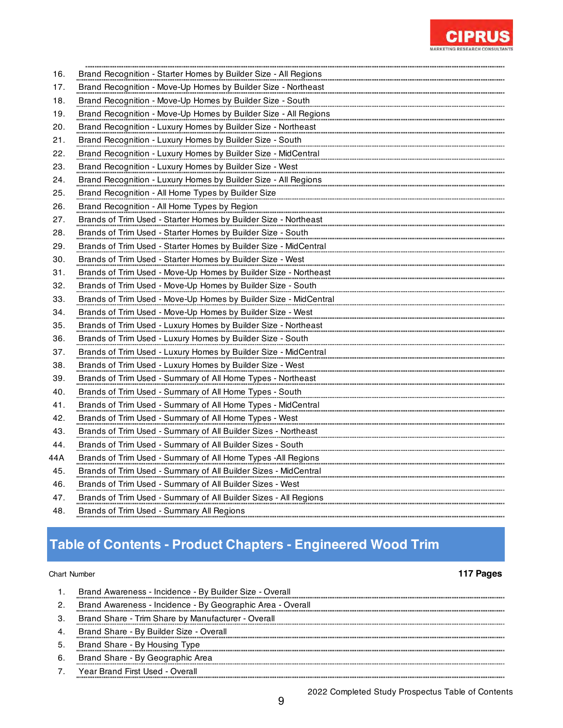16. Brand Recognition - Starter Homes by Builder Size - All Regions
17. Brand Recognition - Move-Up Homes by Builder Size - Northeast
18. Brand Recognition - Move-Up Homes by Builder Size - South
19. Brand Recognition - Move-Up Homes by Builder Size - All Regions
20. Brand Recognition - Luxury Homes by Builder Size - Northeast
21. Brand Recognition - Luxury Homes by Builder Size - South
22. Brand Recognition - Luxury Homes by Builder Size - MidCentral
23. Brand Recognition - Luxury Homes by Builder Size - West
24. Brand Recognition - Luxury Homes by Builder Size - All Regions
25. Brand Recognition - All Home Types by Builder Size
26. Brand Recognition - All Home Types by Region
27. Brands of Trim Used - Starter Homes by Builder Size - Northeast
28. Brands of Trim Used - Starter Homes by Builder Size - South
29. Brands of Trim Used - Starter Homes by Builder Size - MidCentral
30. Brands of Trim Used - Starter Homes by Builder Size - West
31. Brands of Trim Used - Move-Up Homes by Builder Size - Northeast
32. Brands of Trim Used - Move-Up Homes by Builder Size - South
33. Brands of Trim Used - Move-Up Homes by Builder Size - MidCentral
34. Brands of Trim Used - Move-Up Homes by Builder Size - West
35. Brands of Trim Used - Luxury Homes by Builder Size - Northeast
36. Brands of Trim Used - Luxury Homes by Builder Size - South
37. Brands of Trim Used - Luxury Homes by Builder Size - MidCentral
38. Brands of Trim Used - Luxury Homes by Builder Size - West
39. Brands of Trim Used - Summary of All Home Types - Northeast
40. Brands of Trim Used - Summary of All Home Types - South
41. Brands of Trim Used - Summary of All Home Types - MidCentral
42. Brands of Trim Used - Summary of All Home Types - West
43. Brands of Trim Used - Summary of All Builder Sizes - Northeast
44. Brands of Trim Used - Summary of All Builder Sizes - South

44A Brands of Trim Used - Summary of All Home Types -All Regions

45. Brands of Trim Used - Summary of All Builder Sizes - MidCentral
46. Brands of Trim Used - Summary of All Builder Sizes - West
47. Brands of Trim Used - Summary of All Builder Sizes - All Regions
48. Brands of Trim Used - Summary All Regions

## Table of Contents - Product Chapters - Engineered Wood Trim

Chart Number **117 Pages**

1. Brand Awareness - Incidence - By Builder Size - Overall
2. Brand Awareness - Incidence - By Geographic Area - Overall
3. Brand Share - Trim Share by Manufacturer - Overall
4. Brand Share - By Builder Size - Overall
5. Brand Share - By Housing Type
6. Brand Share - By Geographic Area
7. Year Brand First Used - Overall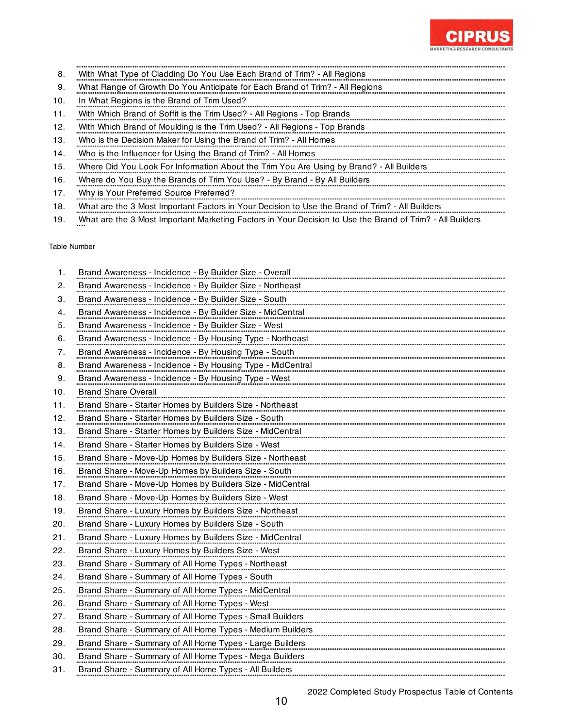8. With What Type of Cladding Do You Use Each Brand of Trim? - All Regions
9. What Range of Growth Do You Anticipate for Each Brand of Trim? - All Regions
10. In What Regions is the Brand of Trim Used?
11. With Which Brand of Soffit is the Trim Used? - All Regions - Top Brands
12. With Which Brand of Moulding is the Trim Used? - All Regions - Top Brands
13. Who is the Decision Maker for Using the Brand of Trim? - All Homes
14. Who is the Influencer for Using the Brand of Trim? - All Homes
15. Where Did You Look For Information About the Trim You Are Using by Brand? - All Builders
16. Where do You Buy the Brands of Trim You Use? - By Brand - By All Builders
17. Why is Your Preferred Source Preferred?
18. What are the 3 Most Important Factors in Your Decision to Use the Brand of Trim? - All Builders
19. What are the 3 Most Important Marketing Factors in Your Decision to Use the Brand of Trim? - All Builders

Table Number

1. Brand Awareness - Incidence - By Builder Size - Overall
2. Brand Awareness - Incidence - By Builder Size - Northeast
3. Brand Awareness - Incidence - By Builder Size - South
4. Brand Awareness - Incidence - By Builder Size - MidCentral
5. Brand Awareness - Incidence - By Builder Size - West
6. Brand Awareness - Incidence - By Housing Type - Northeast
7. Brand Awareness - Incidence - By Housing Type - South
8. Brand Awareness - Incidence - By Housing Type - MidCentral
9. Brand Awareness - Incidence - By Housing Type - West
10. Brand Share Overall
11. Brand Share - Starter Homes by Builders Size - Northeast
12. Brand Share - Starter Homes by Builders Size - South
13. Brand Share - Starter Homes by Builders Size - MidCentral
14. Brand Share - Starter Homes by Builders Size - West
15. Brand Share - Move-Up Homes by Builders Size - Northeast
16. Brand Share - Move-Up Homes by Builders Size - South
17. Brand Share - Move-Up Homes by Builders Size - MidCentral
18. Brand Share - Move-Up Homes by Builders Size - West
19. Brand Share - Luxury Homes by Builders Size - Northeast
20. Brand Share - Luxury Homes by Builders Size - South
21. Brand Share - Luxury Homes by Builders Size - MidCentral
22. Brand Share - Luxury Homes by Builders Size - West
23. Brand Share - Summary of All Home Types - Northeast
24. Brand Share - Summary of All Home Types - South
25. Brand Share - Summary of All Home Types - MidCentral
26. Brand Share - Summary of All Home Types - West
27. Brand Share - Summary of All Home Types - Small Builders
28. Brand Share - Summary of All Home Types - Medium Builders
29. Brand Share - Summary of All Home Types - Large Builders
30. Brand Share - Summary of All Home Types - Mega Builders
31. Brand Share - Summary of All Home Types - All Builders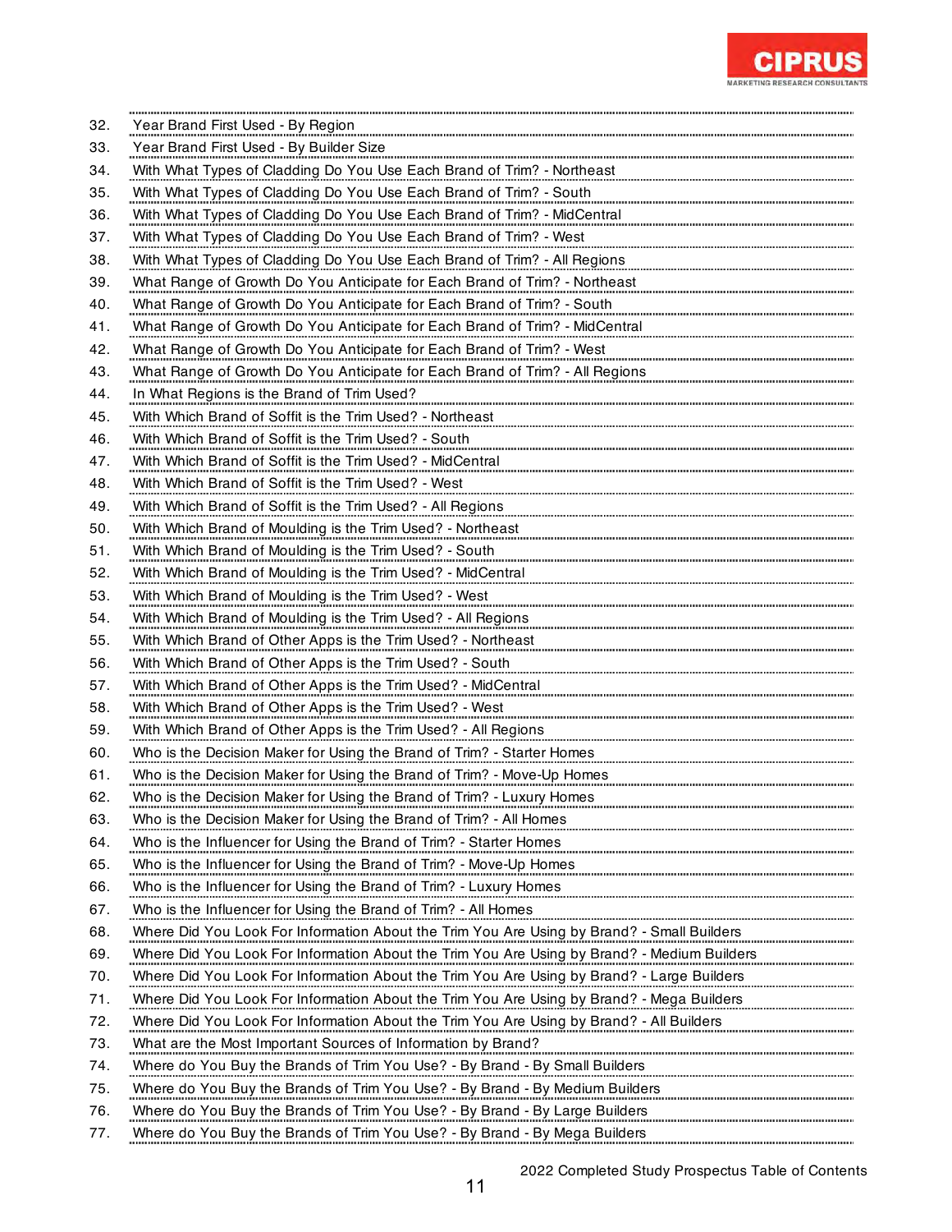32. Year Brand First Used - By Region
33. Year Brand First Used - By Builder Size
34. With What Types of Cladding Do You Use Each Brand of Trim? - Northeast
35. With What Types of Cladding Do You Use Each Brand of Trim? - South
36. With What Types of Cladding Do You Use Each Brand of Trim? - MidCentral
37. With What Types of Cladding Do You Use Each Brand of Trim? - West
38. With What Types of Cladding Do You Use Each Brand of Trim? - All Regions
39. What Range of Growth Do You Anticipate for Each Brand of Trim? - Northeast
40. What Range of Growth Do You Anticipate for Each Brand of Trim? - South
41. What Range of Growth Do You Anticipate for Each Brand of Trim? - MidCentral
42. What Range of Growth Do You Anticipate for Each Brand of Trim? - West
43. What Range of Growth Do You Anticipate for Each Brand of Trim? - All Regions
44. In What Regions is the Brand of Trim Used?
45. With Which Brand of Soffit is the Trim Used? - Northeast
46. With Which Brand of Soffit is the Trim Used? - South
47. With Which Brand of Soffit is the Trim Used? - MidCentral
48. With Which Brand of Soffit is the Trim Used? - West
49. With Which Brand of Soffit is the Trim Used? - All Regions
50. With Which Brand of Moulding is the Trim Used? - Northeast
51. With Which Brand of Moulding is the Trim Used? - South
52. With Which Brand of Moulding is the Trim Used? - MidCentral
53. With Which Brand of Moulding is the Trim Used? - West
54. With Which Brand of Moulding is the Trim Used? - All Regions
55. With Which Brand of Other Apps is the Trim Used? - Northeast
56. With Which Brand of Other Apps is the Trim Used? - South
57. With Which Brand of Other Apps is the Trim Used? - MidCentral
58. With Which Brand of Other Apps is the Trim Used? - West
59. With Which Brand of Other Apps is the Trim Used? - All Regions
60. Who is the Decision Maker for Using the Brand of Trim? - Starter Homes
61. Who is the Decision Maker for Using the Brand of Trim? - Move-Up Homes
62. Who is the Decision Maker for Using the Brand of Trim? - Luxury Homes
63. Who is the Decision Maker for Using the Brand of Trim? - All Homes
64. Who is the Influencer for Using the Brand of Trim? - Starter Homes
65. Who is the Influencer for Using the Brand of Trim? - Move-Up Homes
66. Who is the Influencer for Using the Brand of Trim? - Luxury Homes
67. Who is the Influencer for Using the Brand of Trim? - All Homes
68. Where Did You Look For Information About the Trim You Are Using by Brand? - Small Builders
69. Where Did You Look For Information About the Trim You Are Using by Brand? - Medium Builders
70. Where Did You Look For Information About the Trim You Are Using by Brand? - Large Builders
71. Where Did You Look For Information About the Trim You Are Using by Brand? - Mega Builders
72. Where Did You Look For Information About the Trim You Are Using by Brand? - All Builders
73. What are the Most Important Sources of Information by Brand?
74. Where do You Buy the Brands of Trim You Use? - By Brand - By Small Builders
75. Where do You Buy the Brands of Trim You Use? - By Brand - By Medium Builders
76. Where do You Buy the Brands of Trim You Use? - By Brand - By Large Builders
77. Where do You Buy the Brands of Trim You Use? - By Brand - By Mega Builders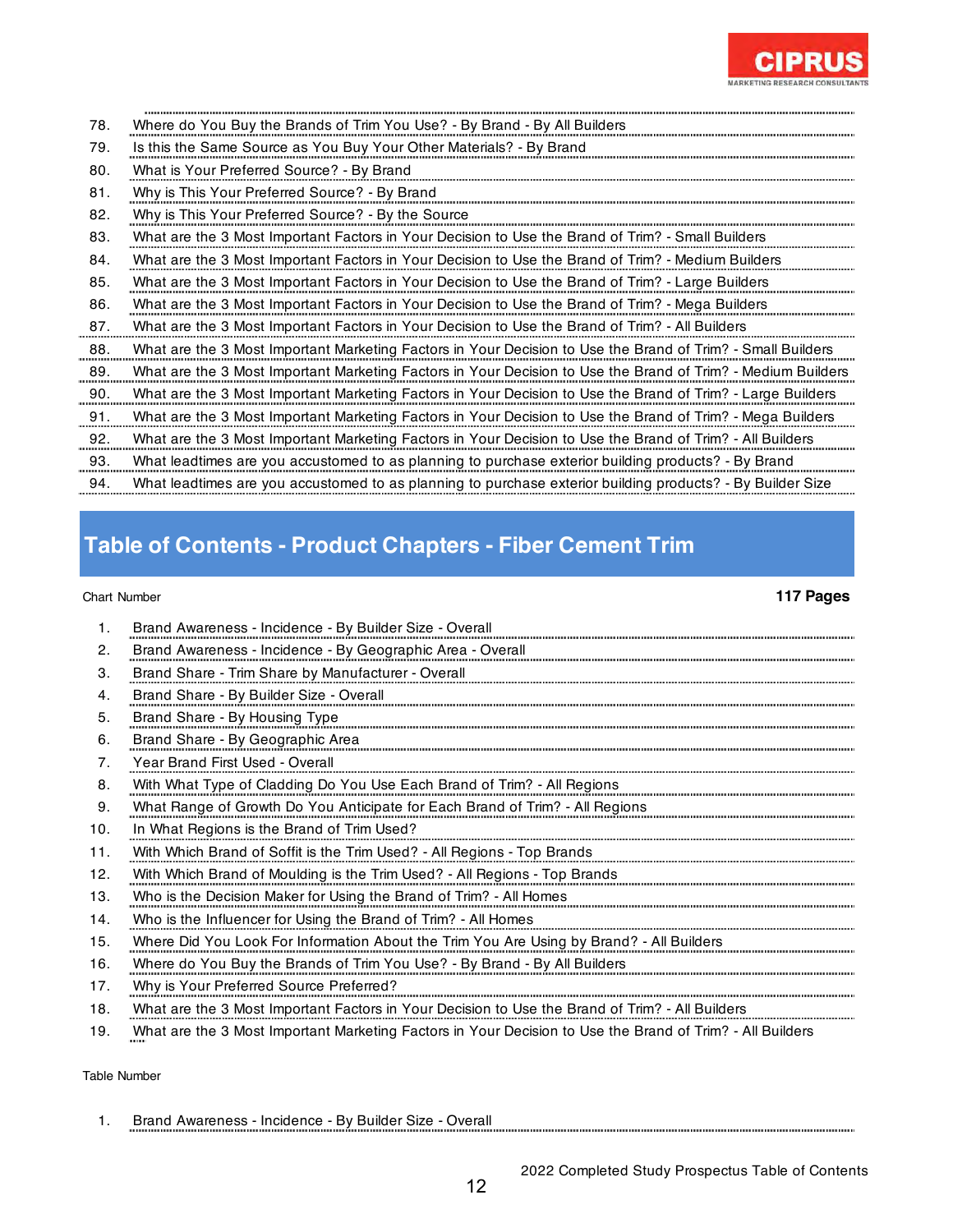78. Where do You Buy the Brands of Trim You Use? - By Brand - By All Builders
79. Is this the Same Source as You Buy Your Other Materials? - By Brand
80. What is Your Preferred Source? - By Brand
81. Why is This Your Preferred Source? - By Brand
82. Why is This Your Preferred Source? - By the Source
83. What are the 3 Most Important Factors in Your Decision to Use the Brand of Trim? - Small Builders
84. What are the 3 Most Important Factors in Your Decision to Use the Brand of Trim? - Medium Builders
85. What are the 3 Most Important Factors in Your Decision to Use the Brand of Trim? - Large Builders
86. What are the 3 Most Important Factors in Your Decision to Use the Brand of Trim? - Mega Builders
87. What are the 3 Most Important Factors in Your Decision to Use the Brand of Trim? - All Builders
88. What are the 3 Most Important Marketing Factors in Your Decision to Use the Brand of Trim? - Small Builders
89. What are the 3 Most Important Marketing Factors in Your Decision to Use the Brand of Trim? - Medium Builders
90. What are the 3 Most Important Marketing Factors in Your Decision to Use the Brand of Trim? - Large Builders
91. What are the 3 Most Important Marketing Factors in Your Decision to Use the Brand of Trim? - Mega Builders
92. What are the 3 Most Important Marketing Factors in Your Decision to Use the Brand of Trim? - All Builders
93. What leadtimes are you accustomed to as planning to purchase exterior building products? - By Brand
94. What leadtimes are you accustomed to as planning to purchase exterior building products? - By Builder Size

## Table of Contents - Product Chapters - Fiber Cement Trim

Chart Number **117 Pages**

1. Brand Awareness - Incidence - By Builder Size - Overall
2. Brand Awareness - Incidence - By Geographic Area - Overall
3. Brand Share - Trim Share by Manufacturer - Overall
4. Brand Share - By Builder Size - Overall
5. Brand Share - By Housing Type
6. Brand Share - By Geographic Area
7. Year Brand First Used - Overall
8. With What Type of Cladding Do You Use Each Brand of Trim? - All Regions
9. What Range of Growth Do You Anticipate for Each Brand of Trim? - All Regions
10. In What Regions is the Brand of Trim Used?
11. With Which Brand of Soffit is the Trim Used? - All Regions - Top Brands
12. With Which Brand of Moulding is the Trim Used? - All Regions - Top Brands
13. Who is the Decision Maker for Using the Brand of Trim? - All Homes
14. Who is the Influencer for Using the Brand of Trim? - All Homes
15. Where Did You Look For Information About the Trim You Are Using by Brand? - All Builders
16. Where do You Buy the Brands of Trim You Use? - By Brand - By All Builders
17. Why is Your Preferred Source Preferred?
18. What are the 3 Most Important Factors in Your Decision to Use the Brand of Trim? - All Builders
19. What are the 3 Most Important Marketing Factors in Your Decision to Use the Brand of Trim? - All Builders

Table Number

1. Brand Awareness - Incidence - By Builder Size - Overall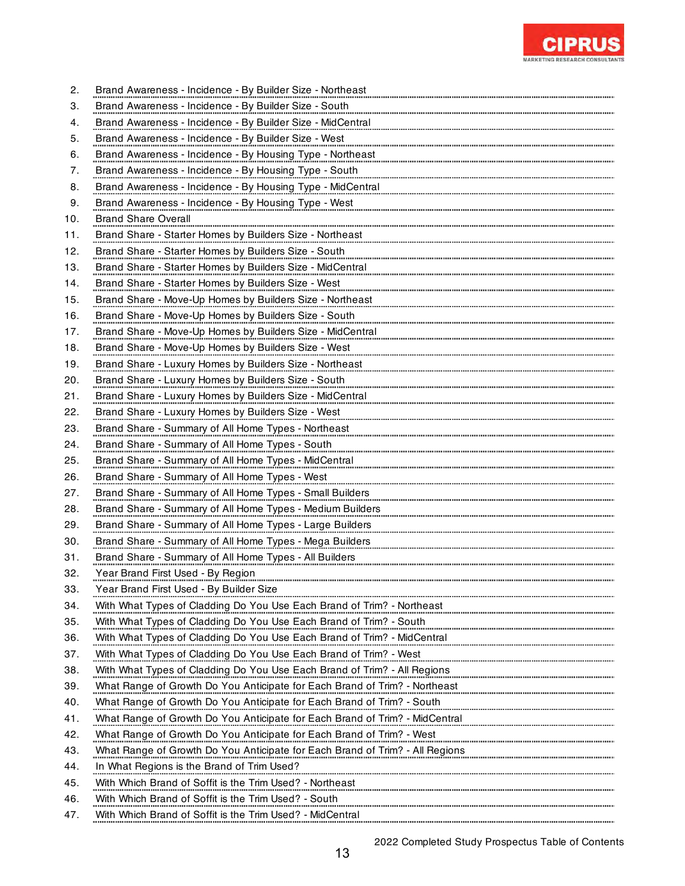2. Brand Awareness - Incidence - By Builder Size - Northeast
3. Brand Awareness - Incidence - By Builder Size - South
4. Brand Awareness - Incidence - By Builder Size - MidCentral
5. Brand Awareness - Incidence - By Builder Size - West
6. Brand Awareness - Incidence - By Housing Type - Northeast
7. Brand Awareness - Incidence - By Housing Type - South
8. Brand Awareness - Incidence - By Housing Type - MidCentral
9. Brand Awareness - Incidence - By Housing Type - West
10. Brand Share Overall
11. Brand Share - Starter Homes by Builders Size - Northeast
12. Brand Share - Starter Homes by Builders Size - South
13. Brand Share - Starter Homes by Builders Size - MidCentral
14. Brand Share - Starter Homes by Builders Size - West
15. Brand Share - Move-Up Homes by Builders Size - Northeast
16. Brand Share - Move-Up Homes by Builders Size - South
17. Brand Share - Move-Up Homes by Builders Size - MidCentral
18. Brand Share - Move-Up Homes by Builders Size - West
19. Brand Share - Luxury Homes by Builders Size - Northeast
20. Brand Share - Luxury Homes by Builders Size - South
21. Brand Share - Luxury Homes by Builders Size - MidCentral
22. Brand Share - Luxury Homes by Builders Size - West
23. Brand Share - Summary of All Home Types - Northeast
24. Brand Share - Summary of All Home Types - South
25. Brand Share - Summary of All Home Types - MidCentral
26. Brand Share - Summary of All Home Types - West
27. Brand Share - Summary of All Home Types - Small Builders
28. Brand Share - Summary of All Home Types - Medium Builders
29. Brand Share - Summary of All Home Types - Large Builders
30. Brand Share - Summary of All Home Types - Mega Builders
31. Brand Share - Summary of All Home Types - All Builders
32. Year Brand First Used - By Region
33. Year Brand First Used - By Builder Size
34. With What Types of Cladding Do You Use Each Brand of Trim? - Northeast
35. With What Types of Cladding Do You Use Each Brand of Trim? - South
36. With What Types of Cladding Do You Use Each Brand of Trim? - MidCentral
37. With What Types of Cladding Do You Use Each Brand of Trim? - West
38. With What Types of Cladding Do You Use Each Brand of Trim? - All Regions
39. What Range of Growth Do You Anticipate for Each Brand of Trim? - Northeast
40. What Range of Growth Do You Anticipate for Each Brand of Trim? - South
41. What Range of Growth Do You Anticipate for Each Brand of Trim? - MidCentral
42. What Range of Growth Do You Anticipate for Each Brand of Trim? - West
43. What Range of Growth Do You Anticipate for Each Brand of Trim? - All Regions
44. In What Regions is the Brand of Trim Used?
45. With Which Brand of Soffit is the Trim Used? - Northeast
46. With Which Brand of Soffit is the Trim Used? - South
47. With Which Brand of Soffit is the Trim Used? - MidCentral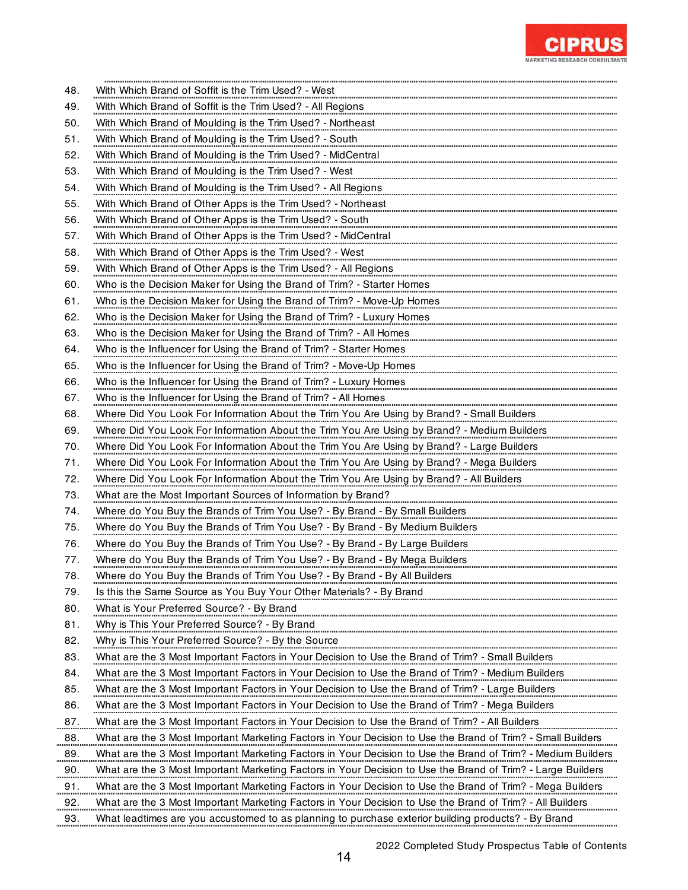48. With Which Brand of Soffit is the Trim Used? - West
49. With Which Brand of Soffit is the Trim Used? - All Regions
50. With Which Brand of Moulding is the Trim Used? - Northeast
51. With Which Brand of Moulding is the Trim Used? - South
52. With Which Brand of Moulding is the Trim Used? - MidCentral
53. With Which Brand of Moulding is the Trim Used? - West
54. With Which Brand of Moulding is the Trim Used? - All Regions
55. With Which Brand of Other Apps is the Trim Used? - Northeast
56. With Which Brand of Other Apps is the Trim Used? - South
57. With Which Brand of Other Apps is the Trim Used? - MidCentral
58. With Which Brand of Other Apps is the Trim Used? - West
59. With Which Brand of Other Apps is the Trim Used? - All Regions
60. Who is the Decision Maker for Using the Brand of Trim? - Starter Homes
61. Who is the Decision Maker for Using the Brand of Trim? - Move-Up Homes
62. Who is the Decision Maker for Using the Brand of Trim? - Luxury Homes
63. Who is the Decision Maker for Using the Brand of Trim? - All Homes
64. Who is the Influencer for Using the Brand of Trim? - Starter Homes
65. Who is the Influencer for Using the Brand of Trim? - Move-Up Homes
66. Who is the Influencer for Using the Brand of Trim? - Luxury Homes
67. Who is the Influencer for Using the Brand of Trim? - All Homes
68. Where Did You Look For Information About the Trim You Are Using by Brand? - Small Builders
69. Where Did You Look For Information About the Trim You Are Using by Brand? - Medium Builders
70. Where Did You Look For Information About the Trim You Are Using by Brand? - Large Builders
71. Where Did You Look For Information About the Trim You Are Using by Brand? - Mega Builders
72. Where Did You Look For Information About the Trim You Are Using by Brand? - All Builders
73. What are the Most Important Sources of Information by Brand?
74. Where do You Buy the Brands of Trim You Use? - By Brand - By Small Builders
75. Where do You Buy the Brands of Trim You Use? - By Brand - By Medium Builders
76. Where do You Buy the Brands of Trim You Use? - By Brand - By Large Builders
77. Where do You Buy the Brands of Trim You Use? - By Brand - By Mega Builders
78. Where do You Buy the Brands of Trim You Use? - By Brand - By All Builders
79. Is this the Same Source as You Buy Your Other Materials? - By Brand
80. What is Your Preferred Source? - By Brand
81. Why is This Your Preferred Source? - By Brand
82. Why is This Your Preferred Source? - By the Source
83. What are the 3 Most Important Factors in Your Decision to Use the Brand of Trim? - Small Builders
84. What are the 3 Most Important Factors in Your Decision to Use the Brand of Trim? - Medium Builders
85. What are the 3 Most Important Factors in Your Decision to Use the Brand of Trim? - Large Builders
86. What are the 3 Most Important Factors in Your Decision to Use the Brand of Trim? - Mega Builders
87. What are the 3 Most Important Factors in Your Decision to Use the Brand of Trim? - All Builders
88. What are the 3 Most Important Marketing Factors in Your Decision to Use the Brand of Trim? - Small Builders
89. What are the 3 Most Important Marketing Factors in Your Decision to Use the Brand of Trim? - Medium Builders
90. What are the 3 Most Important Marketing Factors in Your Decision to Use the Brand of Trim? - Large Builders
91. What are the 3 Most Important Marketing Factors in Your Decision to Use the Brand of Trim? - Mega Builders
92. What are the 3 Most Important Marketing Factors in Your Decision to Use the Brand of Trim? - All Builders
93. What leadtimes are you accustomed to as planning to purchase exterior building products? - By Brand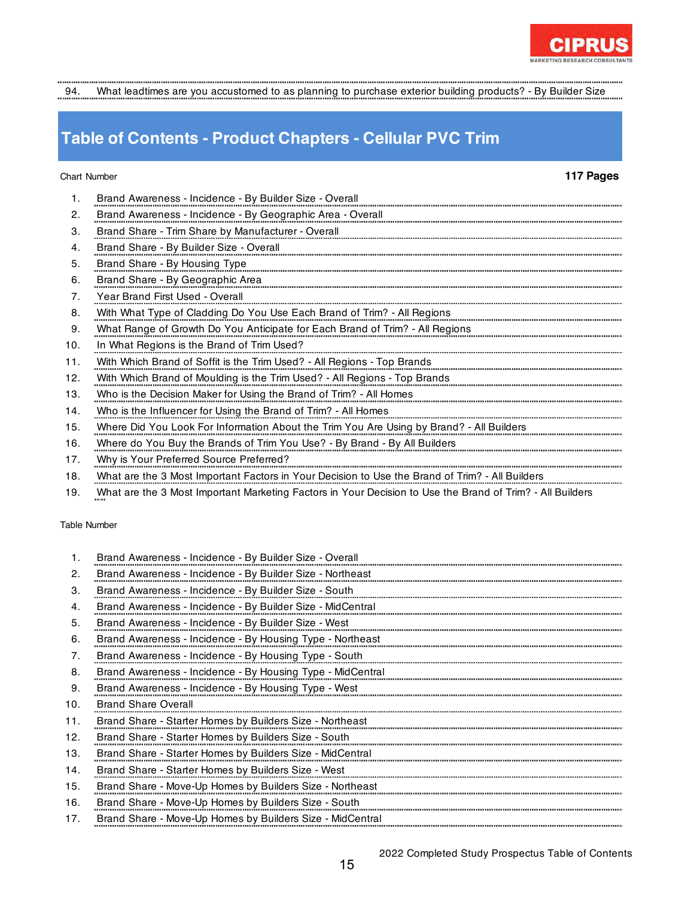94. What leadtimes are you accustomed to as planning to purchase exterior building products? - By Builder Size

## Table of Contents - Product Chapters - Cellular PVC Trim

Chart Number **117 Pages**

1. Brand Awareness - Incidence - By Builder Size - Overall
2. Brand Awareness - Incidence - By Geographic Area - Overall
3. Brand Share - Trim Share by Manufacturer - Overall
4. Brand Share - By Builder Size - Overall
5. Brand Share - By Housing Type
6. Brand Share - By Geographic Area
7. Year Brand First Used - Overall
8. With What Type of Cladding Do You Use Each Brand of Trim? - All Regions
9. What Range of Growth Do You Anticipate for Each Brand of Trim? - All Regions
10. In What Regions is the Brand of Trim Used?
11. With Which Brand of Soffit is the Trim Used? - All Regions - Top Brands
12. With Which Brand of Moulding is the Trim Used? - All Regions - Top Brands
13. Who is the Decision Maker for Using the Brand of Trim? - All Homes
14. Who is the Influencer for Using the Brand of Trim? - All Homes
15. Where Did You Look For Information About the Trim You Are Using by Brand? - All Builders
16. Where do You Buy the Brands of Trim You Use? - By Brand - By All Builders
17. Why is Your Preferred Source Preferred?
18. What are the 3 Most Important Factors in Your Decision to Use the Brand of Trim? - All Builders
19. What are the 3 Most Important Marketing Factors in Your Decision to Use the Brand of Trim? - All Builders

Table Number

1. Brand Awareness - Incidence - By Builder Size - Overall
2. Brand Awareness - Incidence - By Builder Size - Northeast
3. Brand Awareness - Incidence - By Builder Size - South
4. Brand Awareness - Incidence - By Builder Size - MidCentral
5. Brand Awareness - Incidence - By Builder Size - West
6. Brand Awareness - Incidence - By Housing Type - Northeast
7. Brand Awareness - Incidence - By Housing Type - South
8. Brand Awareness - Incidence - By Housing Type - MidCentral
9. Brand Awareness - Incidence - By Housing Type - West
10. Brand Share Overall
11. Brand Share - Starter Homes by Builders Size - Northeast
12. Brand Share - Starter Homes by Builders Size - South
13. Brand Share - Starter Homes by Builders Size - MidCentral
14. Brand Share - Starter Homes by Builders Size - West
15. Brand Share - Move-Up Homes by Builders Size - Northeast
16. Brand Share - Move-Up Homes by Builders Size - South
17. Brand Share - Move-Up Homes by Builders Size - MidCentral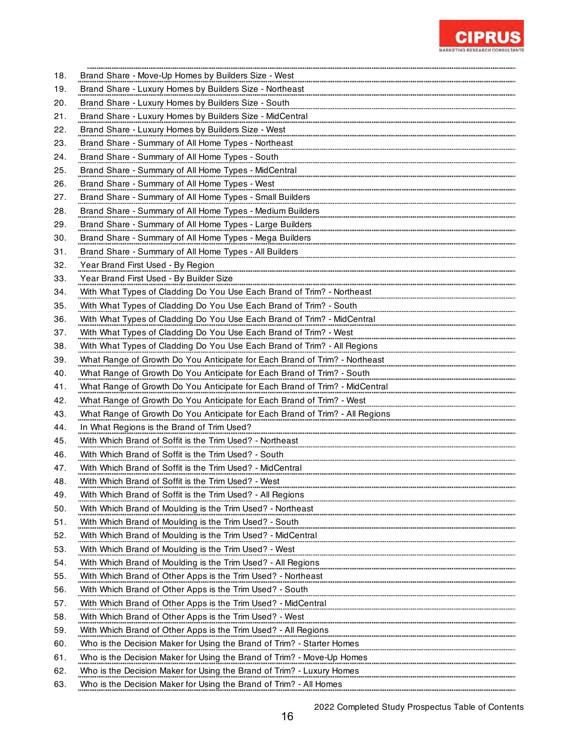18. Brand Share - Move-Up Homes by Builders Size - West
19. Brand Share - Luxury Homes by Builders Size - Northeast
20. Brand Share - Luxury Homes by Builders Size - South
21. Brand Share - Luxury Homes by Builders Size - MidCentral
22. Brand Share - Luxury Homes by Builders Size - West
23. Brand Share - Summary of All Home Types - Northeast
24. Brand Share - Summary of All Home Types - South
25. Brand Share - Summary of All Home Types - MidCentral
26. Brand Share - Summary of All Home Types - West
27. Brand Share - Summary of All Home Types - Small Builders
28. Brand Share - Summary of All Home Types - Medium Builders
29. Brand Share - Summary of All Home Types - Large Builders
30. Brand Share - Summary of All Home Types - Mega Builders
31. Brand Share - Summary of All Home Types - All Builders
32. Year Brand First Used - By Region
33. Year Brand First Used - By Builder Size
34. With What Types of Cladding Do You Use Each Brand of Trim? - Northeast
35. With What Types of Cladding Do You Use Each Brand of Trim? - South
36. With What Types of Cladding Do You Use Each Brand of Trim? - MidCentral
37. With What Types of Cladding Do You Use Each Brand of Trim? - West
38. With What Types of Cladding Do You Use Each Brand of Trim? - All Regions
39. What Range of Growth Do You Anticipate for Each Brand of Trim? - Northeast
40. What Range of Growth Do You Anticipate for Each Brand of Trim? - South
41. What Range of Growth Do You Anticipate for Each Brand of Trim? - MidCentral
42. What Range of Growth Do You Anticipate for Each Brand of Trim? - West
43. What Range of Growth Do You Anticipate for Each Brand of Trim? - All Regions
44. In What Regions is the Brand of Trim Used?
45. With Which Brand of Soffit is the Trim Used? - Northeast
46. With Which Brand of Soffit is the Trim Used? - South
47. With Which Brand of Soffit is the Trim Used? - MidCentral
48. With Which Brand of Soffit is the Trim Used? - West
49. With Which Brand of Soffit is the Trim Used? - All Regions
50. With Which Brand of Moulding is the Trim Used? - Northeast
51. With Which Brand of Moulding is the Trim Used? - South
52. With Which Brand of Moulding is the Trim Used? - MidCentral
53. With Which Brand of Moulding is the Trim Used? - West
54. With Which Brand of Moulding is the Trim Used? - All Regions
55. With Which Brand of Other Apps is the Trim Used? - Northeast
56. With Which Brand of Other Apps is the Trim Used? - South
57. With Which Brand of Other Apps is the Trim Used? - MidCentral
58. With Which Brand of Other Apps is the Trim Used? - West
59. With Which Brand of Other Apps is the Trim Used? - All Regions
60. Who is the Decision Maker for Using the Brand of Trim? - Starter Homes
61. Who is the Decision Maker for Using the Brand of Trim? - Move-Up Homes
62. Who is the Decision Maker for Using the Brand of Trim? - Luxury Homes
63. Who is the Decision Maker for Using the Brand of Trim? - All Homes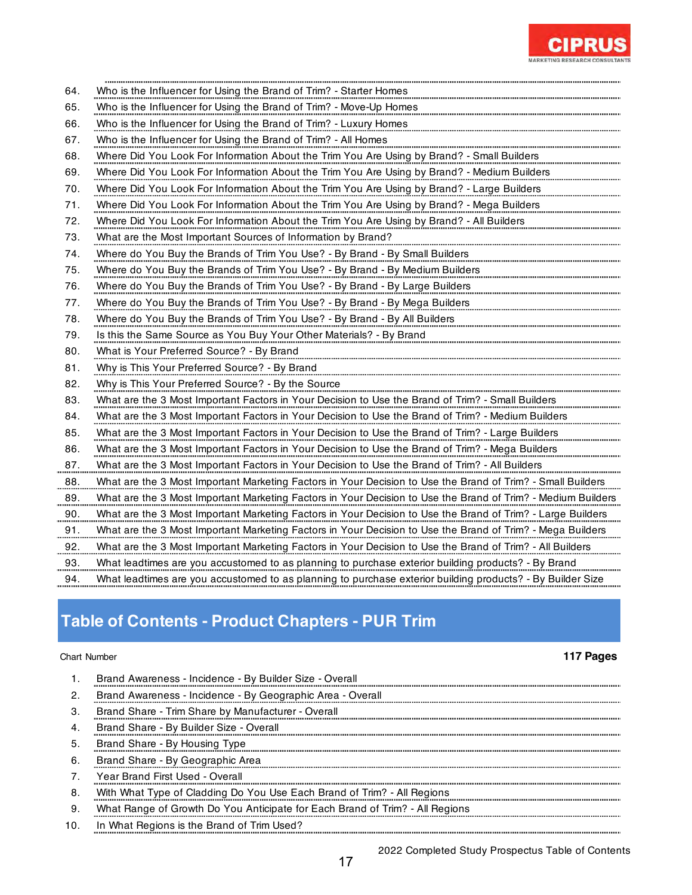64. Who is the Influencer for Using the Brand of Trim? - Starter Homes
65. Who is the Influencer for Using the Brand of Trim? - Move-Up Homes
66. Who is the Influencer for Using the Brand of Trim? - Luxury Homes
67. Who is the Influencer for Using the Brand of Trim? - All Homes
68. Where Did You Look For Information About the Trim You Are Using by Brand? - Small Builders
69. Where Did You Look For Information About the Trim You Are Using by Brand? - Medium Builders
70. Where Did You Look For Information About the Trim You Are Using by Brand? - Large Builders
71. Where Did You Look For Information About the Trim You Are Using by Brand? - Mega Builders
72. Where Did You Look For Information About the Trim You Are Using by Brand? - All Builders
73. What are the Most Important Sources of Information by Brand?
74. Where do You Buy the Brands of Trim You Use? - By Brand - By Small Builders
75. Where do You Buy the Brands of Trim You Use? - By Brand - By Medium Builders
76. Where do You Buy the Brands of Trim You Use? - By Brand - By Large Builders
77. Where do You Buy the Brands of Trim You Use? - By Brand - By Mega Builders
78. Where do You Buy the Brands of Trim You Use? - By Brand - By All Builders
79. Is this the Same Source as You Buy Your Other Materials? - By Brand
80. What is Your Preferred Source? - By Brand
81. Why is This Your Preferred Source? - By Brand
82. Why is This Your Preferred Source? - By the Source
83. What are the 3 Most Important Factors in Your Decision to Use the Brand of Trim? - Small Builders
84. What are the 3 Most Important Factors in Your Decision to Use the Brand of Trim? - Medium Builders
85. What are the 3 Most Important Factors in Your Decision to Use the Brand of Trim? - Large Builders
86. What are the 3 Most Important Factors in Your Decision to Use the Brand of Trim? - Mega Builders
87. What are the 3 Most Important Factors in Your Decision to Use the Brand of Trim? - All Builders
88. What are the 3 Most Important Marketing Factors in Your Decision to Use the Brand of Trim? - Small Builders
89. What are the 3 Most Important Marketing Factors in Your Decision to Use the Brand of Trim? - Medium Builders
90. What are the 3 Most Important Marketing Factors in Your Decision to Use the Brand of Trim? - Large Builders
91. What are the 3 Most Important Marketing Factors in Your Decision to Use the Brand of Trim? - Mega Builders
92. What are the 3 Most Important Marketing Factors in Your Decision to Use the Brand of Trim? - All Builders
93. What leadtimes are you accustomed to as planning to purchase exterior building products? - By Brand
94. What leadtimes are you accustomed to as planning to purchase exterior building products? - By Builder Size

## Table of Contents - Product Chapters - PUR Trim

Chart Number **117 Pages**

1. Brand Awareness - Incidence - By Builder Size - Overall
2. Brand Awareness - Incidence - By Geographic Area - Overall
3. Brand Share - Trim Share by Manufacturer - Overall
4. Brand Share - By Builder Size - Overall
5. Brand Share - By Housing Type
6. Brand Share - By Geographic Area
7. Year Brand First Used - Overall
8. With What Type of Cladding Do You Use Each Brand of Trim? - All Regions
9. What Range of Growth Do You Anticipate for Each Brand of Trim? - All Regions
10. In What Regions is the Brand of Trim Used?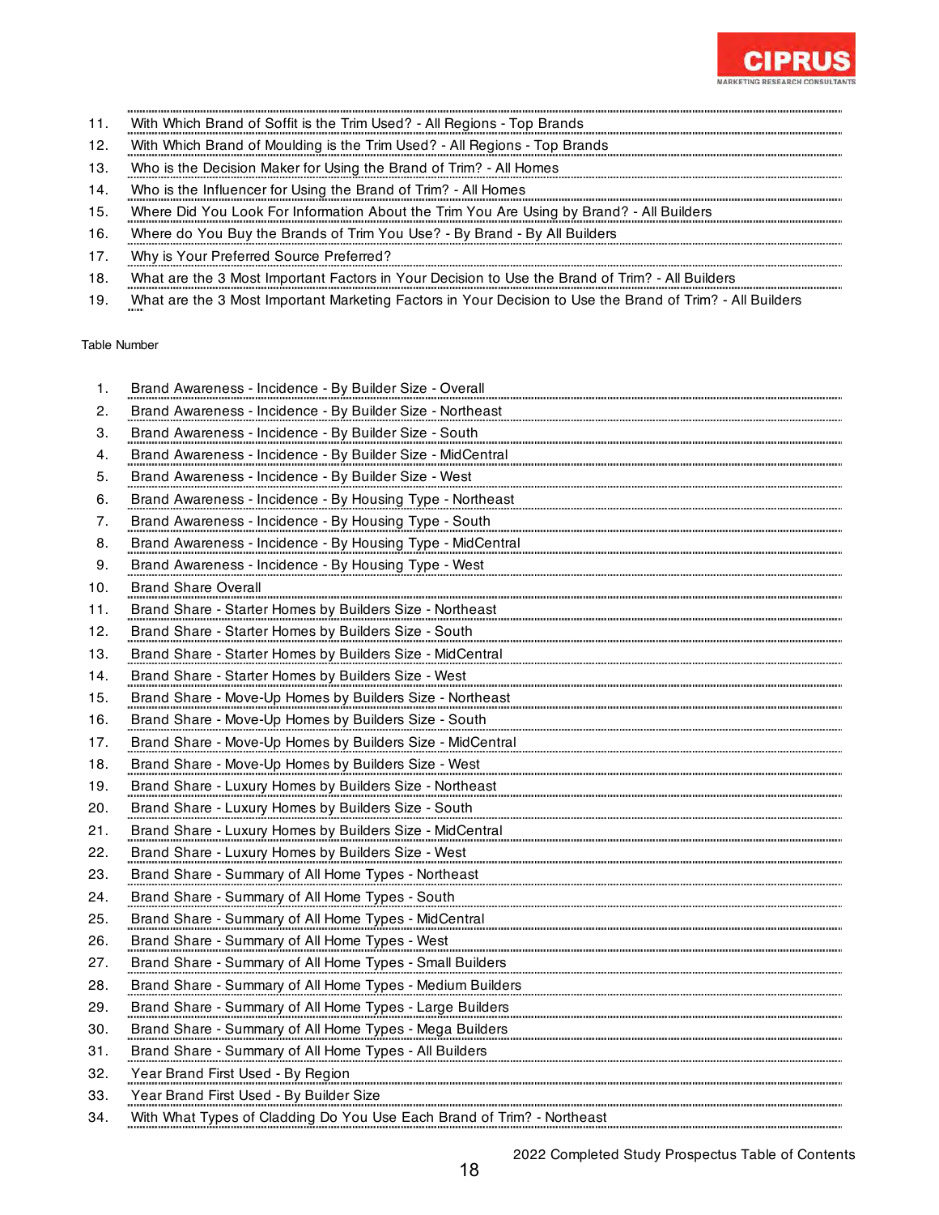11. With Which Brand of Soffit is the Trim Used? - All Regions - Top Brands
12. With Which Brand of Moulding is the Trim Used? - All Regions - Top Brands
13. Who is the Decision Maker for Using the Brand of Trim? - All Homes
14. Who is the Influencer for Using the Brand of Trim? - All Homes
15. Where Did You Look For Information About the Trim You Are Using by Brand? - All Builders
16. Where do You Buy the Brands of Trim You Use? - By Brand - By All Builders
17. Why is Your Preferred Source Preferred?
18. What are the 3 Most Important Factors in Your Decision to Use the Brand of Trim? - All Builders
19. What are the 3 Most Important Marketing Factors in Your Decision to Use the Brand of Trim? - All Builders

Table Number

1. Brand Awareness - Incidence - By Builder Size - Overall
2. Brand Awareness - Incidence - By Builder Size - Northeast
3. Brand Awareness - Incidence - By Builder Size - South
4. Brand Awareness - Incidence - By Builder Size - MidCentral
5. Brand Awareness - Incidence - By Builder Size - West
6. Brand Awareness - Incidence - By Housing Type - Northeast
7. Brand Awareness - Incidence - By Housing Type - South
8. Brand Awareness - Incidence - By Housing Type - MidCentral
9. Brand Awareness - Incidence - By Housing Type - West
10. Brand Share Overall
11. Brand Share - Starter Homes by Builders Size - Northeast
12. Brand Share - Starter Homes by Builders Size - South
13. Brand Share - Starter Homes by Builders Size - MidCentral
14. Brand Share - Starter Homes by Builders Size - West
15. Brand Share - Move-Up Homes by Builders Size - Northeast
16. Brand Share - Move-Up Homes by Builders Size - South
17. Brand Share - Move-Up Homes by Builders Size - MidCentral
18. Brand Share - Move-Up Homes by Builders Size - West
19. Brand Share - Luxury Homes by Builders Size - Northeast
20. Brand Share - Luxury Homes by Builders Size - South
21. Brand Share - Luxury Homes by Builders Size - MidCentral
22. Brand Share - Luxury Homes by Builders Size - West
23. Brand Share - Summary of All Home Types - Northeast
24. Brand Share - Summary of All Home Types - South
25. Brand Share - Summary of All Home Types - MidCentral
26. Brand Share - Summary of All Home Types - West
27. Brand Share - Summary of All Home Types - Small Builders
28. Brand Share - Summary of All Home Types - Medium Builders
29. Brand Share - Summary of All Home Types - Large Builders
30. Brand Share - Summary of All Home Types - Mega Builders
31. Brand Share - Summary of All Home Types - All Builders
32. Year Brand First Used - By Region
33. Year Brand First Used - By Builder Size
34. With What Types of Cladding Do You Use Each Brand of Trim? - Northeast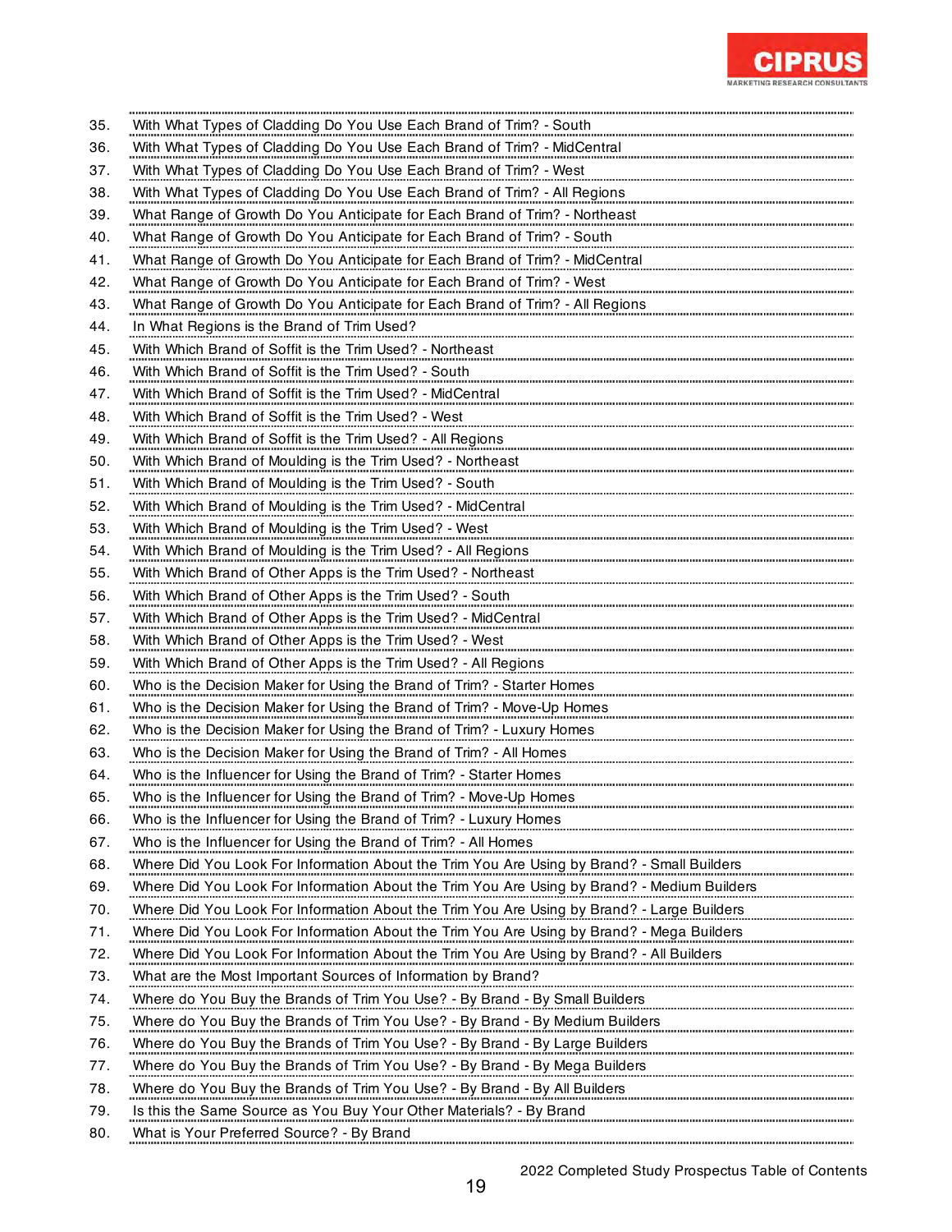35. With What Types of Cladding Do You Use Each Brand of Trim? - South
36. With What Types of Cladding Do You Use Each Brand of Trim? - MidCentral
37. With What Types of Cladding Do You Use Each Brand of Trim? - West
38. With What Types of Cladding Do You Use Each Brand of Trim? - All Regions
39. What Range of Growth Do You Anticipate for Each Brand of Trim? - Northeast
40. What Range of Growth Do You Anticipate for Each Brand of Trim? - South
41. What Range of Growth Do You Anticipate for Each Brand of Trim? - MidCentral
42. What Range of Growth Do You Anticipate for Each Brand of Trim? - West
43. What Range of Growth Do You Anticipate for Each Brand of Trim? - All Regions
44. In What Regions is the Brand of Trim Used?
45. With Which Brand of Soffit is the Trim Used? - Northeast
46. With Which Brand of Soffit is the Trim Used? - South
47. With Which Brand of Soffit is the Trim Used? - MidCentral
48. With Which Brand of Soffit is the Trim Used? - West
49. With Which Brand of Soffit is the Trim Used? - All Regions
50. With Which Brand of Moulding is the Trim Used? - Northeast
51. With Which Brand of Moulding is the Trim Used? - South
52. With Which Brand of Moulding is the Trim Used? - MidCentral
53. With Which Brand of Moulding is the Trim Used? - West
54. With Which Brand of Moulding is the Trim Used? - All Regions
55. With Which Brand of Other Apps is the Trim Used? - Northeast
56. With Which Brand of Other Apps is the Trim Used? - South
57. With Which Brand of Other Apps is the Trim Used? - MidCentral
58. With Which Brand of Other Apps is the Trim Used? - West
59. With Which Brand of Other Apps is the Trim Used? - All Regions
60. Who is the Decision Maker for Using the Brand of Trim? - Starter Homes
61. Who is the Decision Maker for Using the Brand of Trim? - Move-Up Homes
62. Who is the Decision Maker for Using the Brand of Trim? - Luxury Homes
63. Who is the Decision Maker for Using the Brand of Trim? - All Homes
64. Who is the Influencer for Using the Brand of Trim? - Starter Homes
65. Who is the Influencer for Using the Brand of Trim? - Move-Up Homes
66. Who is the Influencer for Using the Brand of Trim? - Luxury Homes
67. Who is the Influencer for Using the Brand of Trim? - All Homes
68. Where Did You Look For Information About the Trim You Are Using by Brand? - Small Builders
69. Where Did You Look For Information About the Trim You Are Using by Brand? - Medium Builders
70. Where Did You Look For Information About the Trim You Are Using by Brand? - Large Builders
71. Where Did You Look For Information About the Trim You Are Using by Brand? - Mega Builders
72. Where Did You Look For Information About the Trim You Are Using by Brand? - All Builders
73. What are the Most Important Sources of Information by Brand?
74. Where do You Buy the Brands of Trim You Use? - By Brand - By Small Builders
75. Where do You Buy the Brands of Trim You Use? - By Brand - By Medium Builders
76. Where do You Buy the Brands of Trim You Use? - By Brand - By Large Builders
77. Where do You Buy the Brands of Trim You Use? - By Brand - By Mega Builders
78. Where do You Buy the Brands of Trim You Use? - By Brand - By All Builders
79. Is this the Same Source as You Buy Your Other Materials? - By Brand
80. What is Your Preferred Source? - By Brand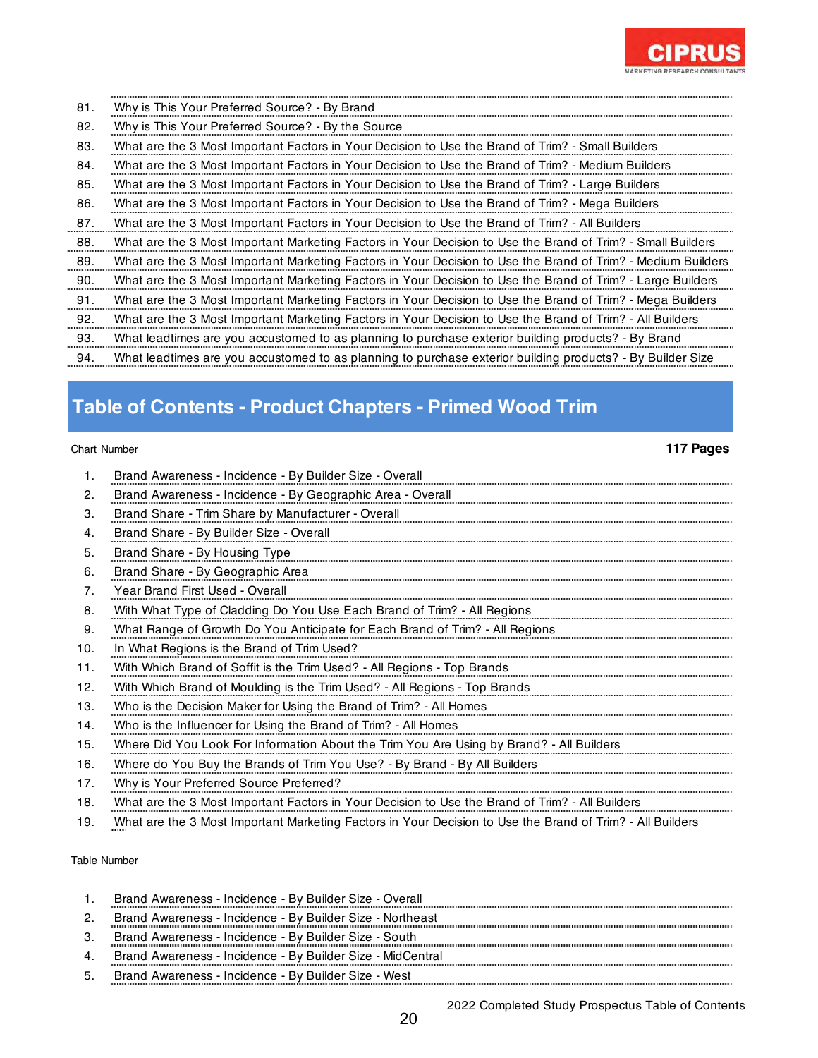81. Why is This Your Preferred Source? - By Brand
82. Why is This Your Preferred Source? - By the Source
83. What are the 3 Most Important Factors in Your Decision to Use the Brand of Trim? - Small Builders
84. What are the 3 Most Important Factors in Your Decision to Use the Brand of Trim? - Medium Builders
85. What are the 3 Most Important Factors in Your Decision to Use the Brand of Trim? - Large Builders
86. What are the 3 Most Important Factors in Your Decision to Use the Brand of Trim? - Mega Builders
87. What are the 3 Most Important Factors in Your Decision to Use the Brand of Trim? - All Builders
88. What are the 3 Most Important Marketing Factors in Your Decision to Use the Brand of Trim? - Small Builders
89. What are the 3 Most Important Marketing Factors in Your Decision to Use the Brand of Trim? - Medium Builders
90. What are the 3 Most Important Marketing Factors in Your Decision to Use the Brand of Trim? - Large Builders
91. What are the 3 Most Important Marketing Factors in Your Decision to Use the Brand of Trim? - Mega Builders
92. What are the 3 Most Important Marketing Factors in Your Decision to Use the Brand of Trim? - All Builders
93. What leadtimes are you accustomed to as planning to purchase exterior building products? - By Brand
94. What leadtimes are you accustomed to as planning to purchase exterior building products? - By Builder Size

## Table of Contents - Product Chapters - Primed Wood Trim

Chart Number

**117 Pages**

1. Brand Awareness - Incidence - By Builder Size - Overall
2. Brand Awareness - Incidence - By Geographic Area - Overall
3. Brand Share - Trim Share by Manufacturer - Overall
4. Brand Share - By Builder Size - Overall
5. Brand Share - By Housing Type
6. Brand Share - By Geographic Area
7. Year Brand First Used - Overall
8. With What Type of Cladding Do You Use Each Brand of Trim? - All Regions
9. What Range of Growth Do You Anticipate for Each Brand of Trim? - All Regions
10. In What Regions is the Brand of Trim Used?
11. With Which Brand of Soffit is the Trim Used? - All Regions - Top Brands
12. With Which Brand of Moulding is the Trim Used? - All Regions - Top Brands
13. Who is the Decision Maker for Using the Brand of Trim? - All Homes
14. Who is the Influencer for Using the Brand of Trim? - All Homes
15. Where Did You Look For Information About the Trim You Are Using by Brand? - All Builders
16. Where do You Buy the Brands of Trim You Use? - By Brand - By All Builders
17. Why is Your Preferred Source Preferred?
18. What are the 3 Most Important Factors in Your Decision to Use the Brand of Trim? - All Builders
19. What are the 3 Most Important Marketing Factors in Your Decision to Use the Brand of Trim? - All Builders

Table Number

1. Brand Awareness - Incidence - By Builder Size - Overall
2. Brand Awareness - Incidence - By Builder Size - Northeast
3. Brand Awareness - Incidence - By Builder Size - South
4. Brand Awareness - Incidence - By Builder Size - MidCentral
5. Brand Awareness - Incidence - By Builder Size - West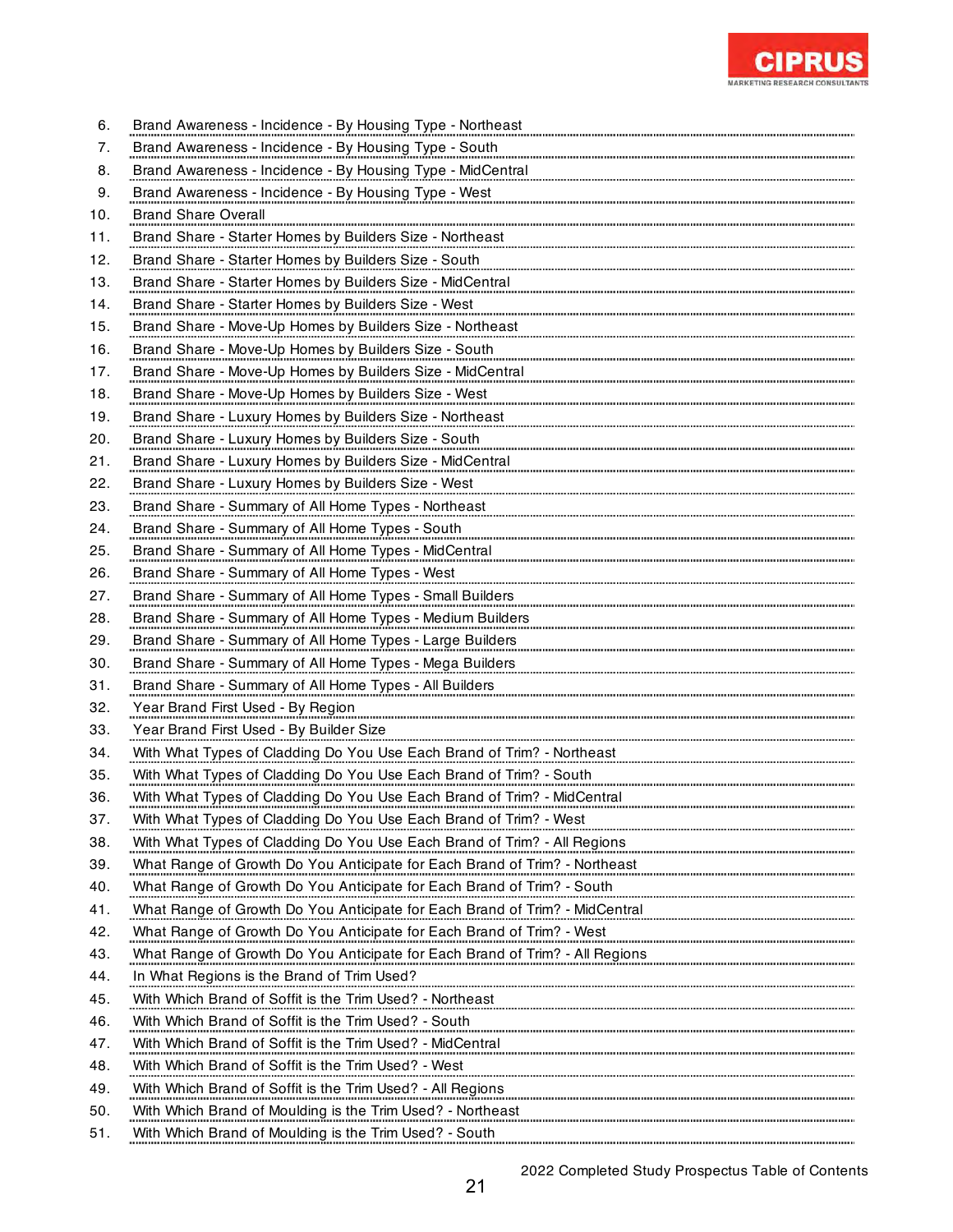6. Brand Awareness - Incidence - By Housing Type - Northeast
7. Brand Awareness - Incidence - By Housing Type - South
8. Brand Awareness - Incidence - By Housing Type - MidCentral
9. Brand Awareness - Incidence - By Housing Type - West
10. Brand Share Overall
11. Brand Share - Starter Homes by Builders Size - Northeast
12. Brand Share - Starter Homes by Builders Size - South
13. Brand Share - Starter Homes by Builders Size - MidCentral
14. Brand Share - Starter Homes by Builders Size - West
15. Brand Share - Move-Up Homes by Builders Size - Northeast
16. Brand Share - Move-Up Homes by Builders Size - South
17. Brand Share - Move-Up Homes by Builders Size - MidCentral
18. Brand Share - Move-Up Homes by Builders Size - West
19. Brand Share - Luxury Homes by Builders Size - Northeast
20. Brand Share - Luxury Homes by Builders Size - South
21. Brand Share - Luxury Homes by Builders Size - MidCentral
22. Brand Share - Luxury Homes by Builders Size - West
23. Brand Share - Summary of All Home Types - Northeast
24. Brand Share - Summary of All Home Types - South
25. Brand Share - Summary of All Home Types - MidCentral
26. Brand Share - Summary of All Home Types - West
27. Brand Share - Summary of All Home Types - Small Builders
28. Brand Share - Summary of All Home Types - Medium Builders
29. Brand Share - Summary of All Home Types - Large Builders
30. Brand Share - Summary of All Home Types - Mega Builders
31. Brand Share - Summary of All Home Types - All Builders
32. Year Brand First Used - By Region
33. Year Brand First Used - By Builder Size
34. With What Types of Cladding Do You Use Each Brand of Trim? - Northeast
35. With What Types of Cladding Do You Use Each Brand of Trim? - South
36. With What Types of Cladding Do You Use Each Brand of Trim? - MidCentral
37. With What Types of Cladding Do You Use Each Brand of Trim? - West
38. With What Types of Cladding Do You Use Each Brand of Trim? - All Regions
39. What Range of Growth Do You Anticipate for Each Brand of Trim? - Northeast
40. What Range of Growth Do You Anticipate for Each Brand of Trim? - South
41. What Range of Growth Do You Anticipate for Each Brand of Trim? - MidCentral
42. What Range of Growth Do You Anticipate for Each Brand of Trim? - West
43. What Range of Growth Do You Anticipate for Each Brand of Trim? - All Regions
44. In What Regions is the Brand of Trim Used?
45. With Which Brand of Soffit is the Trim Used? - Northeast
46. With Which Brand of Soffit is the Trim Used? - South
47. With Which Brand of Soffit is the Trim Used? - MidCentral
48. With Which Brand of Soffit is the Trim Used? - West
49. With Which Brand of Soffit is the Trim Used? - All Regions
50. With Which Brand of Moulding is the Trim Used? - Northeast
51. With Which Brand of Moulding is the Trim Used? - South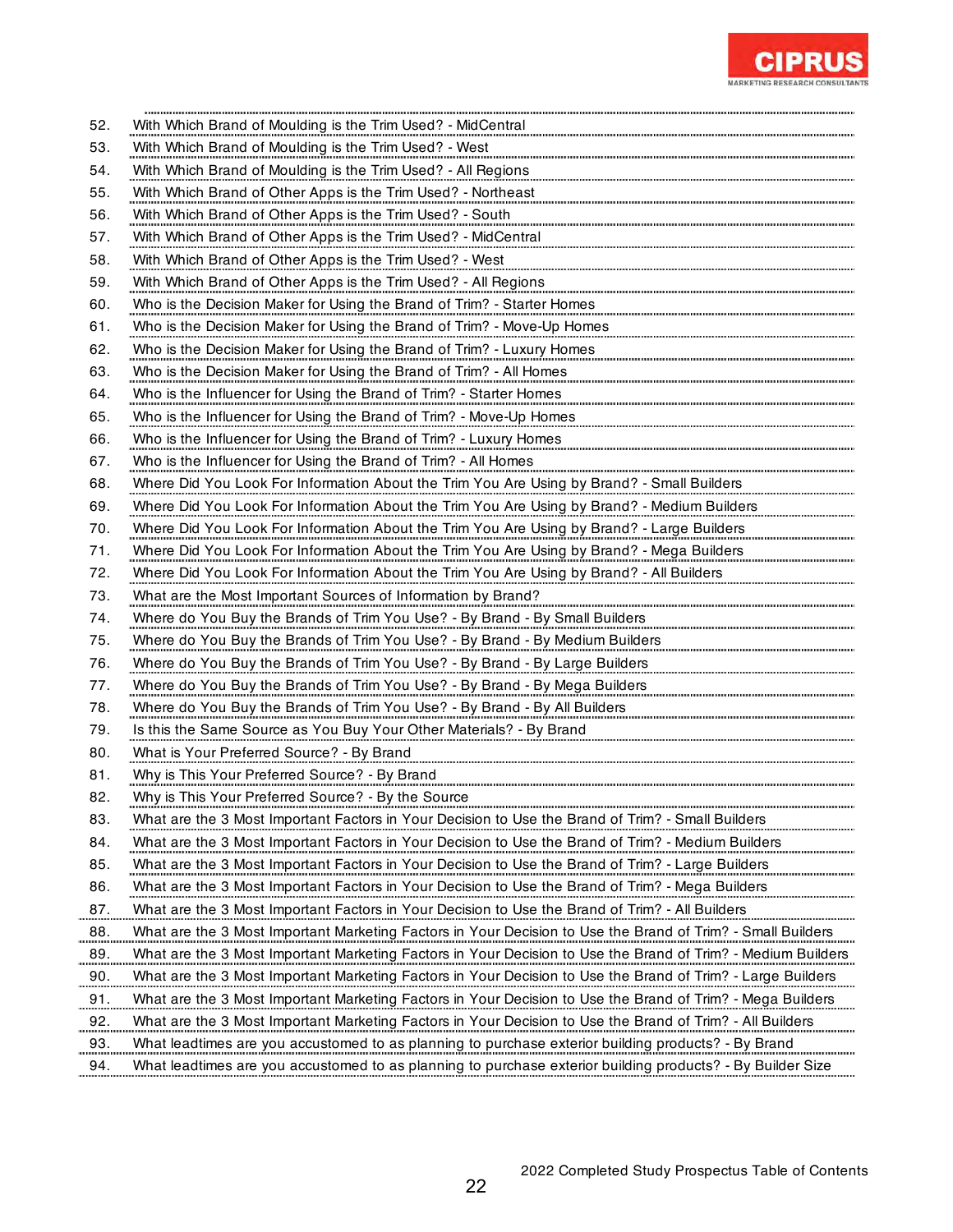52. With Which Brand of Moulding is the Trim Used? - MidCentral
53. With Which Brand of Moulding is the Trim Used? - West
54. With Which Brand of Moulding is the Trim Used? - All Regions
55. With Which Brand of Other Apps is the Trim Used? - Northeast
56. With Which Brand of Other Apps is the Trim Used? - South
57. With Which Brand of Other Apps is the Trim Used? - MidCentral
58. With Which Brand of Other Apps is the Trim Used? - West
59. With Which Brand of Other Apps is the Trim Used? - All Regions
60. Who is the Decision Maker for Using the Brand of Trim? - Starter Homes
61. Who is the Decision Maker for Using the Brand of Trim? - Move-Up Homes
62. Who is the Decision Maker for Using the Brand of Trim? - Luxury Homes
63. Who is the Decision Maker for Using the Brand of Trim? - All Homes
64. Who is the Influencer for Using the Brand of Trim? - Starter Homes
65. Who is the Influencer for Using the Brand of Trim? - Move-Up Homes
66. Who is the Influencer for Using the Brand of Trim? - Luxury Homes
67. Who is the Influencer for Using the Brand of Trim? - All Homes
68. Where Did You Look For Information About the Trim You Are Using by Brand? - Small Builders
69. Where Did You Look For Information About the Trim You Are Using by Brand? - Medium Builders
70. Where Did You Look For Information About the Trim You Are Using by Brand? - Large Builders
71. Where Did You Look For Information About the Trim You Are Using by Brand? - Mega Builders
72. Where Did You Look For Information About the Trim You Are Using by Brand? - All Builders
73. What are the Most Important Sources of Information by Brand?
74. Where do You Buy the Brands of Trim You Use? - By Brand - By Small Builders
75. Where do You Buy the Brands of Trim You Use? - By Brand - By Medium Builders
76. Where do You Buy the Brands of Trim You Use? - By Brand - By Large Builders
77. Where do You Buy the Brands of Trim You Use? - By Brand - By Mega Builders
78. Where do You Buy the Brands of Trim You Use? - By Brand - By All Builders
79. Is this the Same Source as You Buy Your Other Materials? - By Brand
80. What is Your Preferred Source? - By Brand
81. Why is This Your Preferred Source? - By Brand
82. Why is This Your Preferred Source? - By the Source
83. What are the 3 Most Important Factors in Your Decision to Use the Brand of Trim? - Small Builders
84. What are the 3 Most Important Factors in Your Decision to Use the Brand of Trim? - Medium Builders
85. What are the 3 Most Important Factors in Your Decision to Use the Brand of Trim? - Large Builders
86. What are the 3 Most Important Factors in Your Decision to Use the Brand of Trim? - Mega Builders
87. What are the 3 Most Important Factors in Your Decision to Use the Brand of Trim? - All Builders
88. What are the 3 Most Important Marketing Factors in Your Decision to Use the Brand of Trim? - Small Builders
89. What are the 3 Most Important Marketing Factors in Your Decision to Use the Brand of Trim? - Medium Builders
90. What are the 3 Most Important Marketing Factors in Your Decision to Use the Brand of Trim? - Large Builders
91. What are the 3 Most Important Marketing Factors in Your Decision to Use the Brand of Trim? - Mega Builders
92. What are the 3 Most Important Marketing Factors in Your Decision to Use the Brand of Trim? - All Builders
93. What leadtimes are you accustomed to as planning to purchase exterior building products? - By Brand
94. What leadtimes are you accustomed to as planning to purchase exterior building products? - By Builder Size